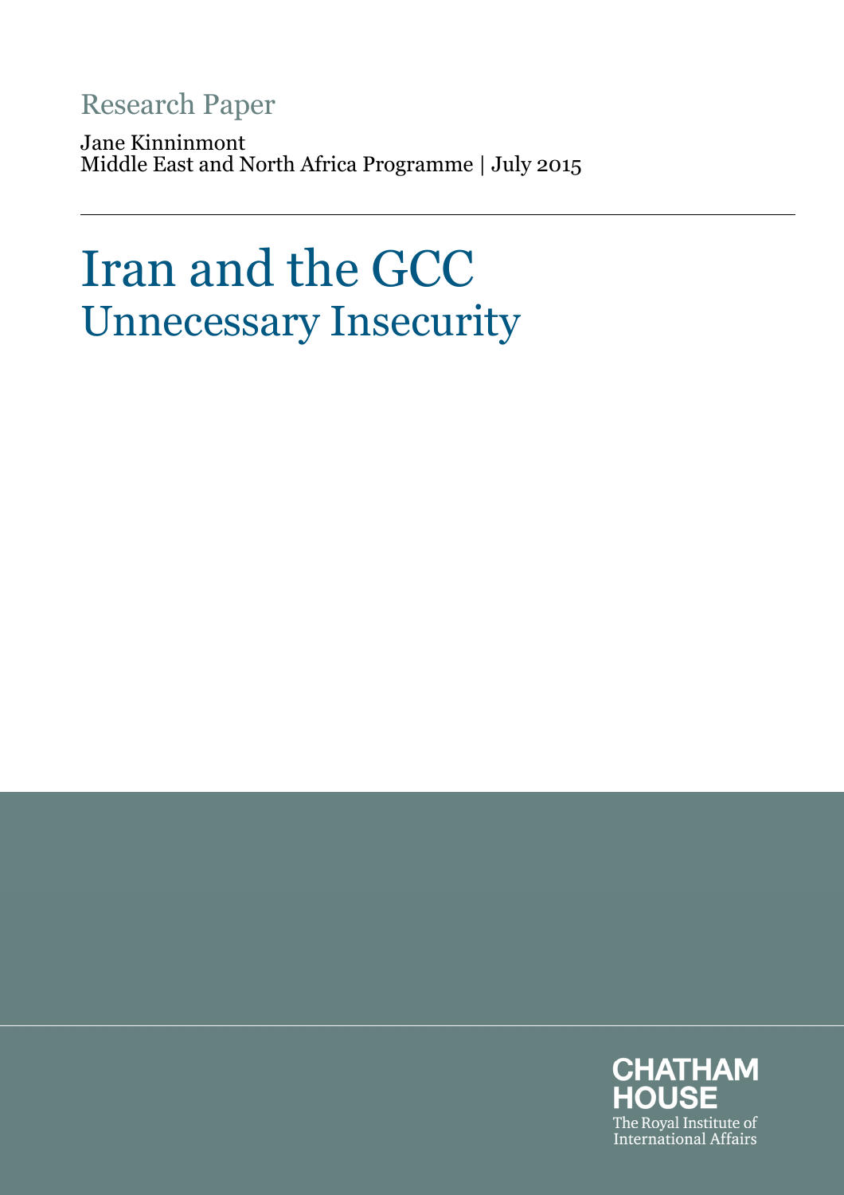Research Paper

Jane Kinninmont
Middle East and North Africa Programme | July 2015

# Iran and the GCC
## Unnecessary Insecurity

CHATHAM HOUSE
The Royal Institute of International Affairs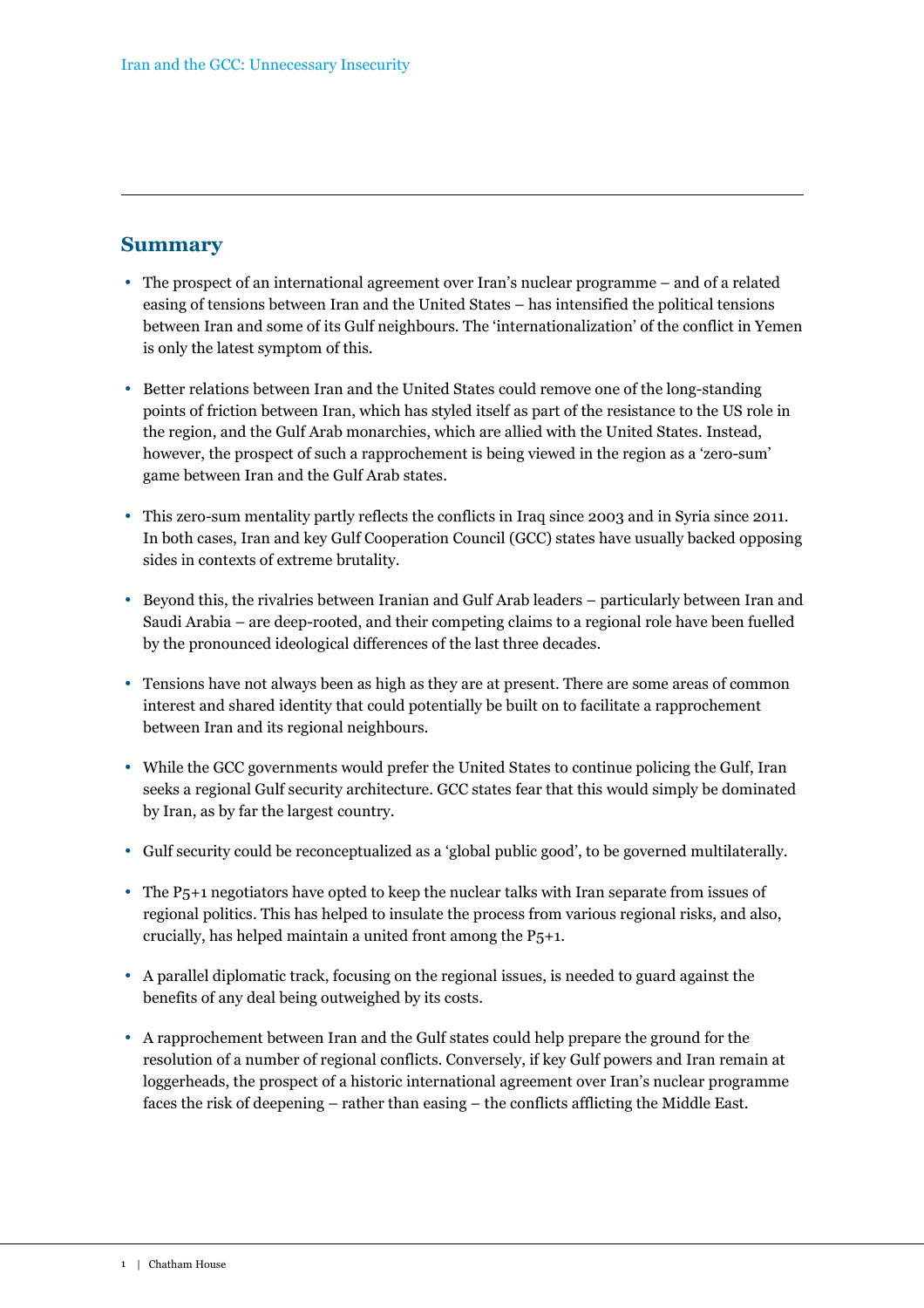## Summary

- The prospect of an international agreement over Iran's nuclear programme – and of a related easing of tensions between Iran and the United States – has intensified the political tensions between Iran and some of its Gulf neighbours. The 'internationalization' of the conflict in Yemen is only the latest symptom of this.

- Better relations between Iran and the United States could remove one of the long-standing points of friction between Iran, which has styled itself as part of the resistance to the US role in the region, and the Gulf Arab monarchies, which are allied with the United States. Instead, however, the prospect of such a rapprochement is being viewed in the region as a 'zero-sum' game between Iran and the Gulf Arab states.

- This zero-sum mentality partly reflects the conflicts in Iraq since 2003 and in Syria since 2011. In both cases, Iran and key Gulf Cooperation Council (GCC) states have usually backed opposing sides in contexts of extreme brutality.

- Beyond this, the rivalries between Iranian and Gulf Arab leaders – particularly between Iran and Saudi Arabia – are deep-rooted, and their competing claims to a regional role have been fuelled by the pronounced ideological differences of the last three decades.

- Tensions have not always been as high as they are at present. There are some areas of common interest and shared identity that could potentially be built on to facilitate a rapprochement between Iran and its regional neighbours.

- While the GCC governments would prefer the United States to continue policing the Gulf, Iran seeks a regional Gulf security architecture. GCC states fear that this would simply be dominated by Iran, as by far the largest country.

- Gulf security could be reconceptualized as a 'global public good', to be governed multilaterally.

- The P5+1 negotiators have opted to keep the nuclear talks with Iran separate from issues of regional politics. This has helped to insulate the process from various regional risks, and also, crucially, has helped maintain a united front among the P5+1.

- A parallel diplomatic track, focusing on the regional issues, is needed to guard against the benefits of any deal being outweighed by its costs.

- A rapprochement between Iran and the Gulf states could help prepare the ground for the resolution of a number of regional conflicts. Conversely, if key Gulf powers and Iran remain at loggerheads, the prospect of a historic international agreement over Iran's nuclear programme faces the risk of deepening – rather than easing – the conflicts afflicting the Middle East.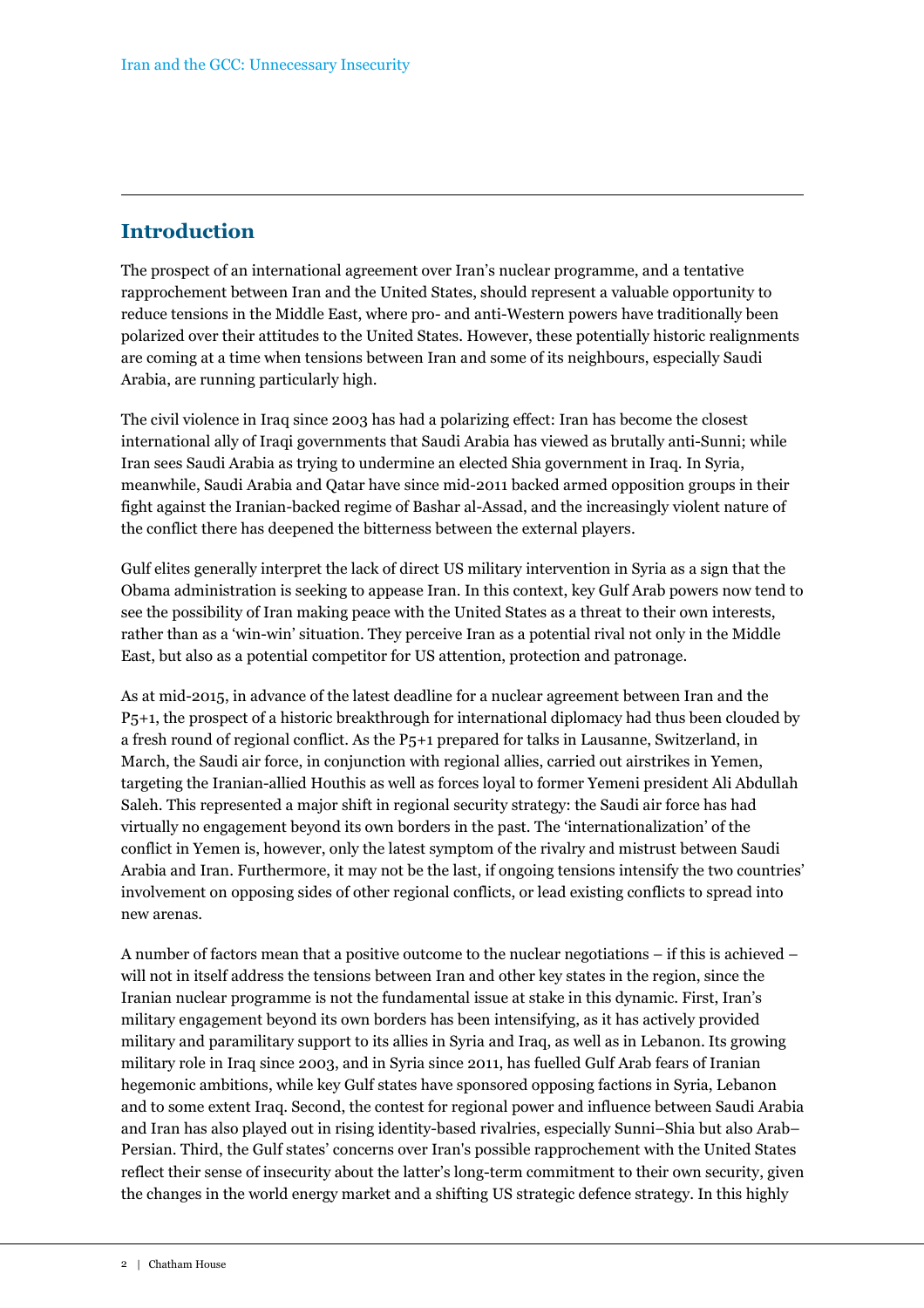## Introduction

The prospect of an international agreement over Iran's nuclear programme, and a tentative rapprochement between Iran and the United States, should represent a valuable opportunity to reduce tensions in the Middle East, where pro- and anti-Western powers have traditionally been polarized over their attitudes to the United States. However, these potentially historic realignments are coming at a time when tensions between Iran and some of its neighbours, especially Saudi Arabia, are running particularly high.

The civil violence in Iraq since 2003 has had a polarizing effect: Iran has become the closest international ally of Iraqi governments that Saudi Arabia has viewed as brutally anti-Sunni; while Iran sees Saudi Arabia as trying to undermine an elected Shia government in Iraq. In Syria, meanwhile, Saudi Arabia and Qatar have since mid-2011 backed armed opposition groups in their fight against the Iranian-backed regime of Bashar al-Assad, and the increasingly violent nature of the conflict there has deepened the bitterness between the external players.

Gulf elites generally interpret the lack of direct US military intervention in Syria as a sign that the Obama administration is seeking to appease Iran. In this context, key Gulf Arab powers now tend to see the possibility of Iran making peace with the United States as a threat to their own interests, rather than as a 'win-win' situation. They perceive Iran as a potential rival not only in the Middle East, but also as a potential competitor for US attention, protection and patronage.

As at mid-2015, in advance of the latest deadline for a nuclear agreement between Iran and the P5+1, the prospect of a historic breakthrough for international diplomacy had thus been clouded by a fresh round of regional conflict. As the P5+1 prepared for talks in Lausanne, Switzerland, in March, the Saudi air force, in conjunction with regional allies, carried out airstrikes in Yemen, targeting the Iranian-allied Houthis as well as forces loyal to former Yemeni president Ali Abdullah Saleh. This represented a major shift in regional security strategy: the Saudi air force has had virtually no engagement beyond its own borders in the past. The 'internationalization' of the conflict in Yemen is, however, only the latest symptom of the rivalry and mistrust between Saudi Arabia and Iran. Furthermore, it may not be the last, if ongoing tensions intensify the two countries' involvement on opposing sides of other regional conflicts, or lead existing conflicts to spread into new arenas.

A number of factors mean that a positive outcome to the nuclear negotiations – if this is achieved – will not in itself address the tensions between Iran and other key states in the region, since the Iranian nuclear programme is not the fundamental issue at stake in this dynamic. First, Iran's military engagement beyond its own borders has been intensifying, as it has actively provided military and paramilitary support to its allies in Syria and Iraq, as well as in Lebanon. Its growing military role in Iraq since 2003, and in Syria since 2011, has fuelled Gulf Arab fears of Iranian hegemonic ambitions, while key Gulf states have sponsored opposing factions in Syria, Lebanon and to some extent Iraq. Second, the contest for regional power and influence between Saudi Arabia and Iran has also played out in rising identity-based rivalries, especially Sunni–Shia but also Arab–Persian. Third, the Gulf states' concerns over Iran's possible rapprochement with the United States reflect their sense of insecurity about the latter's long-term commitment to their own security, given the changes in the world energy market and a shifting US strategic defence strategy. In this highly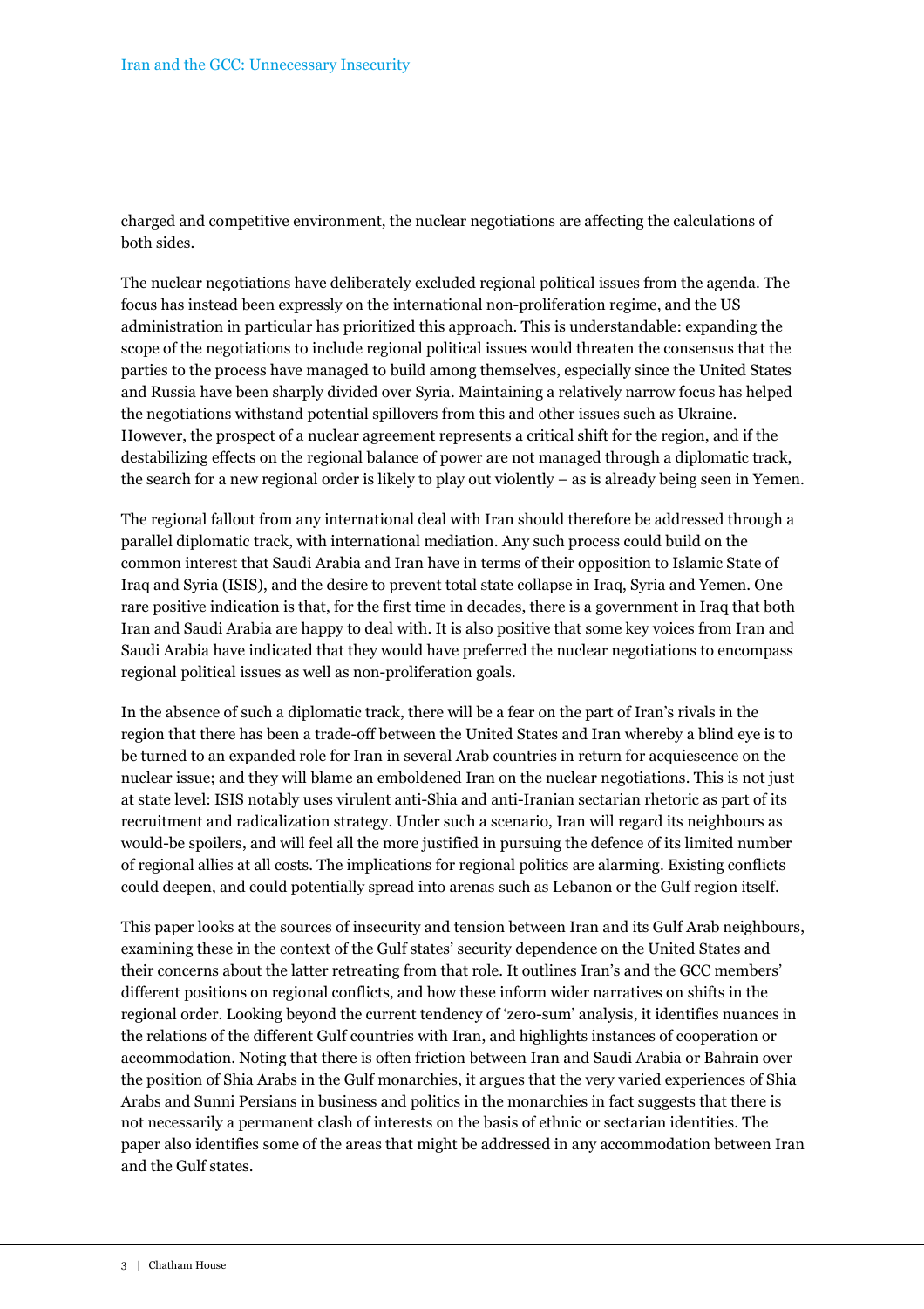charged and competitive environment, the nuclear negotiations are affecting the calculations of both sides.

The nuclear negotiations have deliberately excluded regional political issues from the agenda. The focus has instead been expressly on the international non-proliferation regime, and the US administration in particular has prioritized this approach. This is understandable: expanding the scope of the negotiations to include regional political issues would threaten the consensus that the parties to the process have managed to build among themselves, especially since the United States and Russia have been sharply divided over Syria. Maintaining a relatively narrow focus has helped the negotiations withstand potential spillovers from this and other issues such as Ukraine. However, the prospect of a nuclear agreement represents a critical shift for the region, and if the destabilizing effects on the regional balance of power are not managed through a diplomatic track, the search for a new regional order is likely to play out violently – as is already being seen in Yemen.

The regional fallout from any international deal with Iran should therefore be addressed through a parallel diplomatic track, with international mediation. Any such process could build on the common interest that Saudi Arabia and Iran have in terms of their opposition to Islamic State of Iraq and Syria (ISIS), and the desire to prevent total state collapse in Iraq, Syria and Yemen. One rare positive indication is that, for the first time in decades, there is a government in Iraq that both Iran and Saudi Arabia are happy to deal with. It is also positive that some key voices from Iran and Saudi Arabia have indicated that they would have preferred the nuclear negotiations to encompass regional political issues as well as non-proliferation goals.

In the absence of such a diplomatic track, there will be a fear on the part of Iran's rivals in the region that there has been a trade-off between the United States and Iran whereby a blind eye is to be turned to an expanded role for Iran in several Arab countries in return for acquiescence on the nuclear issue; and they will blame an emboldened Iran on the nuclear negotiations. This is not just at state level: ISIS notably uses virulent anti-Shia and anti-Iranian sectarian rhetoric as part of its recruitment and radicalization strategy. Under such a scenario, Iran will regard its neighbours as would-be spoilers, and will feel all the more justified in pursuing the defence of its limited number of regional allies at all costs. The implications for regional politics are alarming. Existing conflicts could deepen, and could potentially spread into arenas such as Lebanon or the Gulf region itself.

This paper looks at the sources of insecurity and tension between Iran and its Gulf Arab neighbours, examining these in the context of the Gulf states' security dependence on the United States and their concerns about the latter retreating from that role. It outlines Iran's and the GCC members' different positions on regional conflicts, and how these inform wider narratives on shifts in the regional order. Looking beyond the current tendency of 'zero-sum' analysis, it identifies nuances in the relations of the different Gulf countries with Iran, and highlights instances of cooperation or accommodation. Noting that there is often friction between Iran and Saudi Arabia or Bahrain over the position of Shia Arabs in the Gulf monarchies, it argues that the very varied experiences of Shia Arabs and Sunni Persians in business and politics in the monarchies in fact suggests that there is not necessarily a permanent clash of interests on the basis of ethnic or sectarian identities. The paper also identifies some of the areas that might be addressed in any accommodation between Iran and the Gulf states.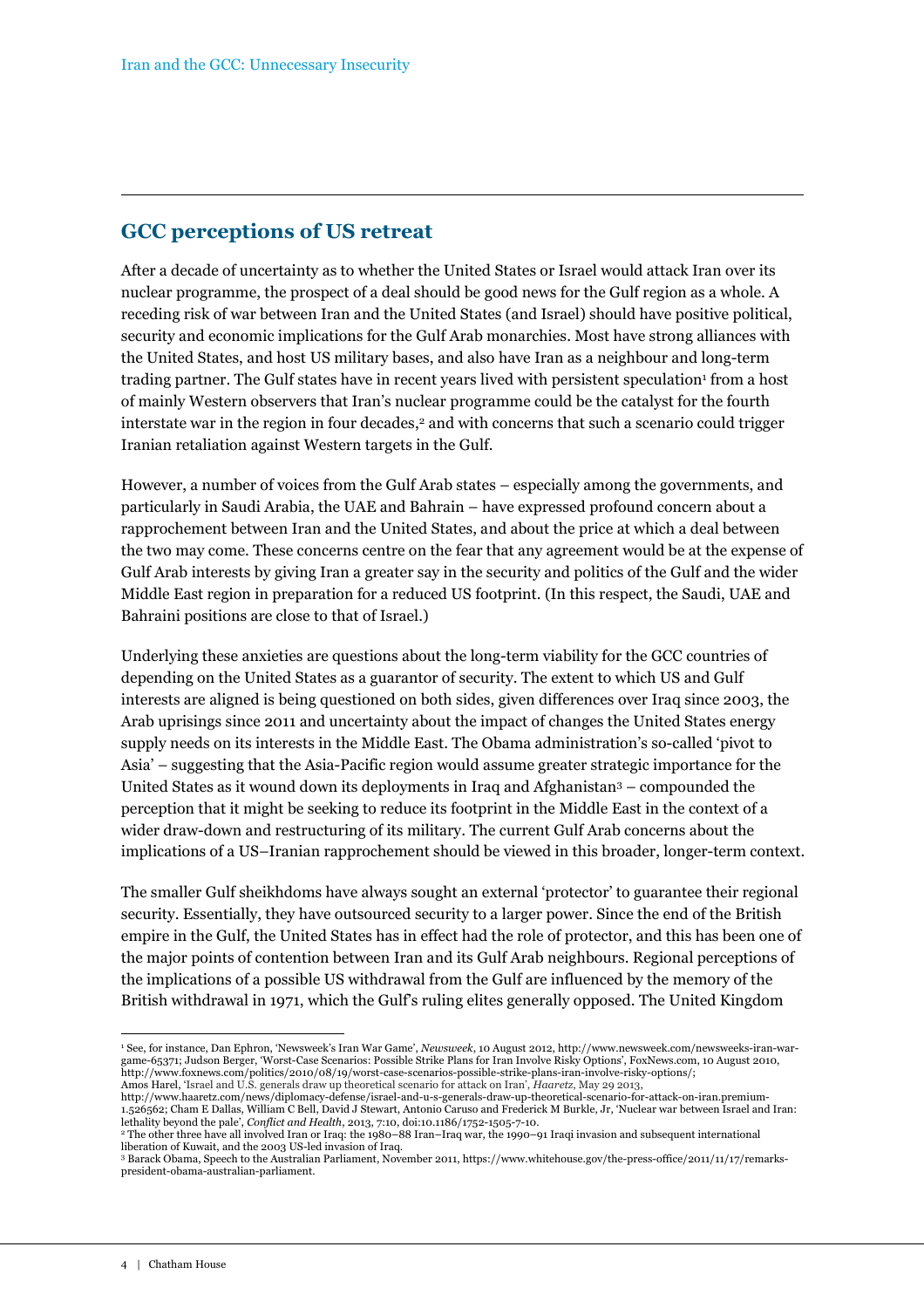## GCC perceptions of US retreat

After a decade of uncertainty as to whether the United States or Israel would attack Iran over its nuclear programme, the prospect of a deal should be good news for the Gulf region as a whole. A receding risk of war between Iran and the United States (and Israel) should have positive political, security and economic implications for the Gulf Arab monarchies. Most have strong alliances with the United States, and host US military bases, and also have Iran as a neighbour and long-term trading partner. The Gulf states have in recent years lived with persistent speculation[1] from a host of mainly Western observers that Iran's nuclear programme could be the catalyst for the fourth interstate war in the region in four decades,[2] and with concerns that such a scenario could trigger Iranian retaliation against Western targets in the Gulf.

However, a number of voices from the Gulf Arab states – especially among the governments, and particularly in Saudi Arabia, the UAE and Bahrain – have expressed profound concern about a rapprochement between Iran and the United States, and about the price at which a deal between the two may come. These concerns centre on the fear that any agreement would be at the expense of Gulf Arab interests by giving Iran a greater say in the security and politics of the Gulf and the wider Middle East region in preparation for a reduced US footprint. (In this respect, the Saudi, UAE and Bahraini positions are close to that of Israel.)

Underlying these anxieties are questions about the long-term viability for the GCC countries of depending on the United States as a guarantor of security. The extent to which US and Gulf interests are aligned is being questioned on both sides, given differences over Iraq since 2003, the Arab uprisings since 2011 and uncertainty about the impact of changes the United States energy supply needs on its interests in the Middle East. The Obama administration's so-called 'pivot to Asia' – suggesting that the Asia-Pacific region would assume greater strategic importance for the United States as it wound down its deployments in Iraq and Afghanistan[3] – compounded the perception that it might be seeking to reduce its footprint in the Middle East in the context of a wider draw-down and restructuring of its military. The current Gulf Arab concerns about the implications of a US–Iranian rapprochement should be viewed in this broader, longer-term context.

The smaller Gulf sheikhdoms have always sought an external 'protector' to guarantee their regional security. Essentially, they have outsourced security to a larger power. Since the end of the British empire in the Gulf, the United States has in effect had the role of protector, and this has been one of the major points of contention between Iran and its Gulf Arab neighbours. Regional perceptions of the implications of a possible US withdrawal from the Gulf are influenced by the memory of the British withdrawal in 1971, which the Gulf's ruling elites generally opposed. The United Kingdom

---

[1] See, for instance, Dan Ephron, 'Newsweek's Iran War Game', *Newsweek*, 10 August 2012, http://www.newsweek.com/newsweeks-iran-war-game-65371; Judson Berger, 'Worst-Case Scenarios: Possible Strike Plans for Iran Involve Risky Options', FoxNews.com, 10 August 2010, http://www.foxnews.com/politics/2010/08/19/worst-case-scenarios-possible-strike-plans-iran-involve-risky-options/; Amos Harel, 'Israel and U.S. generals draw up theoretical scenario for attack on Iran', *Haaretz*, May 29 2013, http://www.haaretz.com/news/diplomacy-defense/israel-and-u-s-generals-draw-up-theoretical-scenario-for-attack-on-iran.premium-1.526562; Cham E Dallas, William C Bell, David J Stewart, Antonio Caruso and Frederick M Burkle, Jr, 'Nuclear war between Israel and Iran: lethality beyond the pale', *Conflict and Health*, 2013, 7:10, doi:10.1186/1752-1505-7-10.

[2] The other three have all involved Iran or Iraq: the 1980–88 Iran–Iraq war, the 1990–91 Iraqi invasion and subsequent international liberation of Kuwait, and the 2003 US-led invasion of Iraq.

[3] Barack Obama, Speech to the Australian Parliament, November 2011, https://www.whitehouse.gov/the-press-office/2011/11/17/remarks-president-obama-australian-parliament.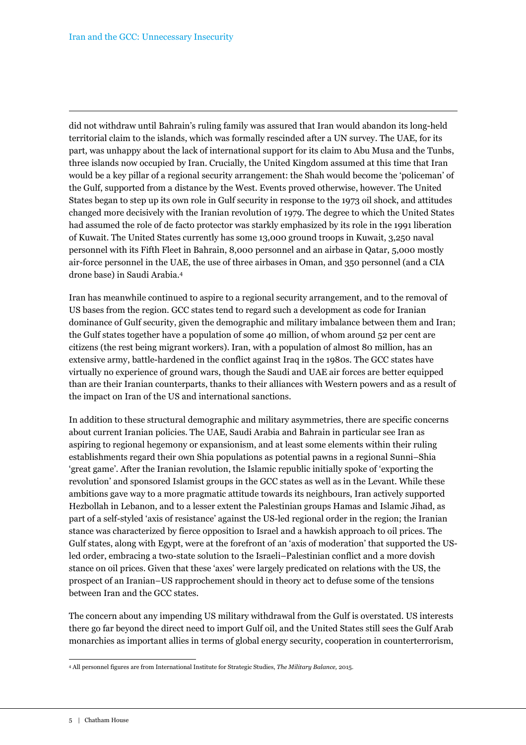did not withdraw until Bahrain's ruling family was assured that Iran would abandon its long-held territorial claim to the islands, which was formally rescinded after a UN survey. The UAE, for its part, was unhappy about the lack of international support for its claim to Abu Musa and the Tunbs, three islands now occupied by Iran. Crucially, the United Kingdom assumed at this time that Iran would be a key pillar of a regional security arrangement: the Shah would become the 'policeman' of the Gulf, supported from a distance by the West. Events proved otherwise, however. The United States began to step up its own role in Gulf security in response to the 1973 oil shock, and attitudes changed more decisively with the Iranian revolution of 1979. The degree to which the United States had assumed the role of de facto protector was starkly emphasized by its role in the 1991 liberation of Kuwait. The United States currently has some 13,000 ground troops in Kuwait, 3,250 naval personnel with its Fifth Fleet in Bahrain, 8,000 personnel and an airbase in Qatar, 5,000 mostly air-force personnel in the UAE, the use of three airbases in Oman, and 350 personnel (and a CIA drone base) in Saudi Arabia.[4]

Iran has meanwhile continued to aspire to a regional security arrangement, and to the removal of US bases from the region. GCC states tend to regard such a development as code for Iranian dominance of Gulf security, given the demographic and military imbalance between them and Iran; the Gulf states together have a population of some 40 million, of whom around 52 per cent are citizens (the rest being migrant workers). Iran, with a population of almost 80 million, has an extensive army, battle-hardened in the conflict against Iraq in the 1980s. The GCC states have virtually no experience of ground wars, though the Saudi and UAE air forces are better equipped than are their Iranian counterparts, thanks to their alliances with Western powers and as a result of the impact on Iran of the US and international sanctions.

In addition to these structural demographic and military asymmetries, there are specific concerns about current Iranian policies. The UAE, Saudi Arabia and Bahrain in particular see Iran as aspiring to regional hegemony or expansionism, and at least some elements within their ruling establishments regard their own Shia populations as potential pawns in a regional Sunni–Shia 'great game'. After the Iranian revolution, the Islamic republic initially spoke of 'exporting the revolution' and sponsored Islamist groups in the GCC states as well as in the Levant. While these ambitions gave way to a more pragmatic attitude towards its neighbours, Iran actively supported Hezbollah in Lebanon, and to a lesser extent the Palestinian groups Hamas and Islamic Jihad, as part of a self-styled 'axis of resistance' against the US-led regional order in the region; the Iranian stance was characterized by fierce opposition to Israel and a hawkish approach to oil prices. The Gulf states, along with Egypt, were at the forefront of an 'axis of moderation' that supported the US-led order, embracing a two-state solution to the Israeli–Palestinian conflict and a more dovish stance on oil prices. Given that these 'axes' were largely predicated on relations with the US, the prospect of an Iranian–US rapprochement should in theory act to defuse some of the tensions between Iran and the GCC states.

The concern about any impending US military withdrawal from the Gulf is overstated. US interests there go far beyond the direct need to import Gulf oil, and the United States still sees the Gulf Arab monarchies as important allies in terms of global energy security, cooperation in counterterrorism,

---

[4] All personnel figures are from International Institute for Strategic Studies, *The Military Balance,* 2015.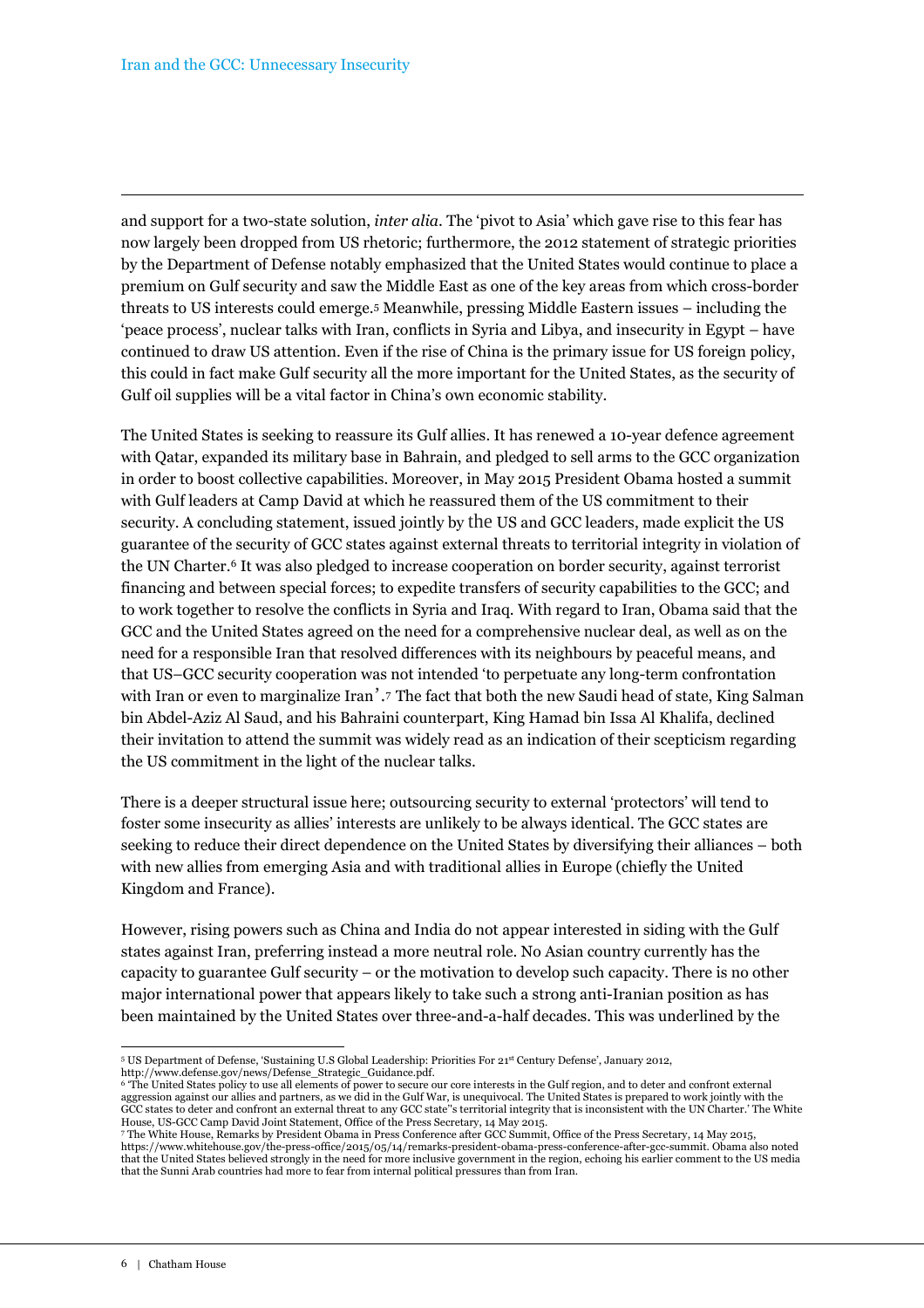and support for a two-state solution, *inter alia*. The 'pivot to Asia' which gave rise to this fear has now largely been dropped from US rhetoric; furthermore, the 2012 statement of strategic priorities by the Department of Defense notably emphasized that the United States would continue to place a premium on Gulf security and saw the Middle East as one of the key areas from which cross-border threats to US interests could emerge.[5] Meanwhile, pressing Middle Eastern issues – including the 'peace process', nuclear talks with Iran, conflicts in Syria and Libya, and insecurity in Egypt – have continued to draw US attention. Even if the rise of China is the primary issue for US foreign policy, this could in fact make Gulf security all the more important for the United States, as the security of Gulf oil supplies will be a vital factor in China's own economic stability.

The United States is seeking to reassure its Gulf allies. It has renewed a 10-year defence agreement with Qatar, expanded its military base in Bahrain, and pledged to sell arms to the GCC organization in order to boost collective capabilities. Moreover, in May 2015 President Obama hosted a summit with Gulf leaders at Camp David at which he reassured them of the US commitment to their security. A concluding statement, issued jointly by the US and GCC leaders, made explicit the US guarantee of the security of GCC states against external threats to territorial integrity in violation of the UN Charter.[6] It was also pledged to increase cooperation on border security, against terrorist financing and between special forces; to expedite transfers of security capabilities to the GCC; and to work together to resolve the conflicts in Syria and Iraq. With regard to Iran, Obama said that the GCC and the United States agreed on the need for a comprehensive nuclear deal, as well as on the need for a responsible Iran that resolved differences with its neighbours by peaceful means, and that US–GCC security cooperation was not intended 'to perpetuate any long-term confrontation with Iran or even to marginalize Iran'.[7] The fact that both the new Saudi head of state, King Salman bin Abdel-Aziz Al Saud, and his Bahraini counterpart, King Hamad bin Issa Al Khalifa, declined their invitation to attend the summit was widely read as an indication of their scepticism regarding the US commitment in the light of the nuclear talks.

There is a deeper structural issue here; outsourcing security to external 'protectors' will tend to foster some insecurity as allies' interests are unlikely to be always identical. The GCC states are seeking to reduce their direct dependence on the United States by diversifying their alliances – both with new allies from emerging Asia and with traditional allies in Europe (chiefly the United Kingdom and France).

However, rising powers such as China and India do not appear interested in siding with the Gulf states against Iran, preferring instead a more neutral role. No Asian country currently has the capacity to guarantee Gulf security – or the motivation to develop such capacity. There is no other major international power that appears likely to take such a strong anti-Iranian position as has been maintained by the United States over three-and-a-half decades. This was underlined by the

---

[5] US Department of Defense, 'Sustaining U.S Global Leadership: Priorities For 21st Century Defense', January 2012, http://www.defense.gov/news/Defense_Strategic_Guidance.pdf.

[6] 'The United States policy to use all elements of power to secure our core interests in the Gulf region, and to deter and confront external aggression against our allies and partners, as we did in the Gulf War, is unequivocal. The United States is prepared to work jointly with the GCC states to deter and confront an external threat to any GCC state''s territorial integrity that is inconsistent with the UN Charter.' The White House, US-GCC Camp David Joint Statement, Office of the Press Secretary, 14 May 2015.

[7] The White House, Remarks by President Obama in Press Conference after GCC Summit, Office of the Press Secretary, 14 May 2015, https://www.whitehouse.gov/the-press-office/2015/05/14/remarks-president-obama-press-conference-after-gcc-summit. Obama also noted that the United States believed strongly in the need for more inclusive government in the region, echoing his earlier comment to the US media that the Sunni Arab countries had more to fear from internal political pressures than from Iran.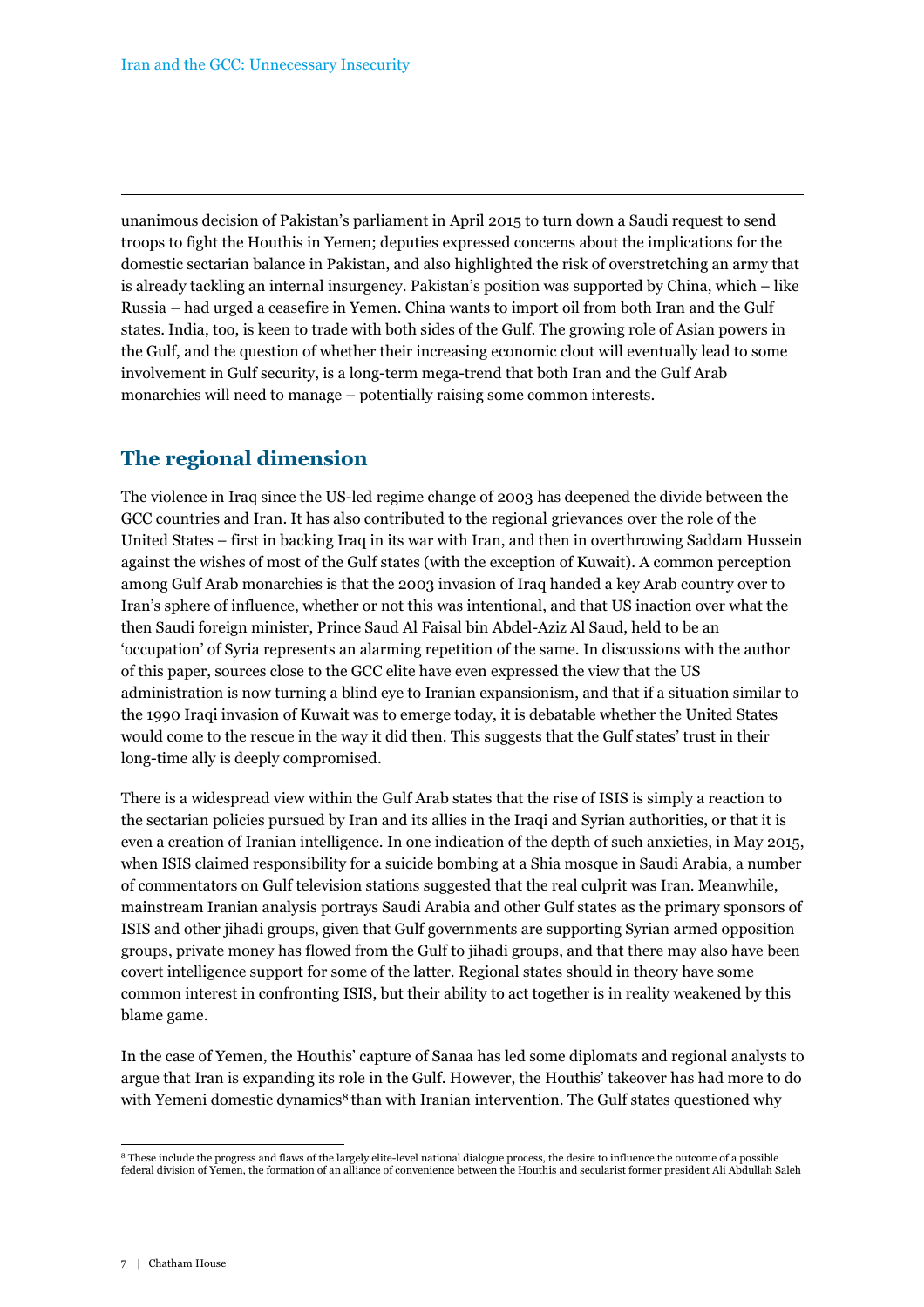unanimous decision of Pakistan's parliament in April 2015 to turn down a Saudi request to send troops to fight the Houthis in Yemen; deputies expressed concerns about the implications for the domestic sectarian balance in Pakistan, and also highlighted the risk of overstretching an army that is already tackling an internal insurgency. Pakistan's position was supported by China, which – like Russia – had urged a ceasefire in Yemen. China wants to import oil from both Iran and the Gulf states. India, too, is keen to trade with both sides of the Gulf. The growing role of Asian powers in the Gulf, and the question of whether their increasing economic clout will eventually lead to some involvement in Gulf security, is a long-term mega-trend that both Iran and the Gulf Arab monarchies will need to manage – potentially raising some common interests.

## The regional dimension

The violence in Iraq since the US-led regime change of 2003 has deepened the divide between the GCC countries and Iran. It has also contributed to the regional grievances over the role of the United States – first in backing Iraq in its war with Iran, and then in overthrowing Saddam Hussein against the wishes of most of the Gulf states (with the exception of Kuwait). A common perception among Gulf Arab monarchies is that the 2003 invasion of Iraq handed a key Arab country over to Iran's sphere of influence, whether or not this was intentional, and that US inaction over what the then Saudi foreign minister, Prince Saud Al Faisal bin Abdel-Aziz Al Saud, held to be an 'occupation' of Syria represents an alarming repetition of the same. In discussions with the author of this paper, sources close to the GCC elite have even expressed the view that the US administration is now turning a blind eye to Iranian expansionism, and that if a situation similar to the 1990 Iraqi invasion of Kuwait was to emerge today, it is debatable whether the United States would come to the rescue in the way it did then. This suggests that the Gulf states' trust in their long-time ally is deeply compromised.

There is a widespread view within the Gulf Arab states that the rise of ISIS is simply a reaction to the sectarian policies pursued by Iran and its allies in the Iraqi and Syrian authorities, or that it is even a creation of Iranian intelligence. In one indication of the depth of such anxieties, in May 2015, when ISIS claimed responsibility for a suicide bombing at a Shia mosque in Saudi Arabia, a number of commentators on Gulf television stations suggested that the real culprit was Iran. Meanwhile, mainstream Iranian analysis portrays Saudi Arabia and other Gulf states as the primary sponsors of ISIS and other jihadi groups, given that Gulf governments are supporting Syrian armed opposition groups, private money has flowed from the Gulf to jihadi groups, and that there may also have been covert intelligence support for some of the latter. Regional states should in theory have some common interest in confronting ISIS, but their ability to act together is in reality weakened by this blame game.

In the case of Yemen, the Houthis' capture of Sanaa has led some diplomats and regional analysts to argue that Iran is expanding its role in the Gulf. However, the Houthis' takeover has had more to do with Yemeni domestic dynamics[8] than with Iranian intervention. The Gulf states questioned why

[8] These include the progress and flaws of the largely elite-level national dialogue process, the desire to influence the outcome of a possible federal division of Yemen, the formation of an alliance of convenience between the Houthis and secularist former president Ali Abdullah Saleh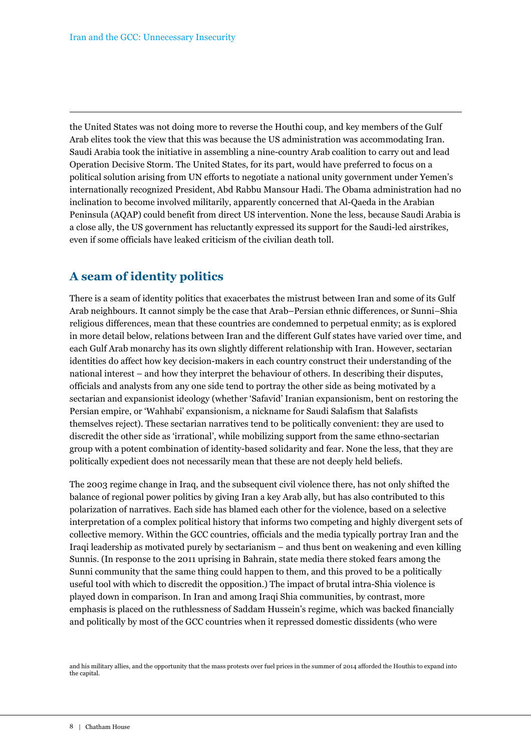the United States was not doing more to reverse the Houthi coup, and key members of the Gulf Arab elites took the view that this was because the US administration was accommodating Iran. Saudi Arabia took the initiative in assembling a nine-country Arab coalition to carry out and lead Operation Decisive Storm. The United States, for its part, would have preferred to focus on a political solution arising from UN efforts to negotiate a national unity government under Yemen's internationally recognized President, Abd Rabbu Mansour Hadi. The Obama administration had no inclination to become involved militarily, apparently concerned that Al-Qaeda in the Arabian Peninsula (AQAP) could benefit from direct US intervention. None the less, because Saudi Arabia is a close ally, the US government has reluctantly expressed its support for the Saudi-led airstrikes, even if some officials have leaked criticism of the civilian death toll.

## A seam of identity politics

There is a seam of identity politics that exacerbates the mistrust between Iran and some of its Gulf Arab neighbours. It cannot simply be the case that Arab–Persian ethnic differences, or Sunni–Shia religious differences, mean that these countries are condemned to perpetual enmity; as is explored in more detail below, relations between Iran and the different Gulf states have varied over time, and each Gulf Arab monarchy has its own slightly different relationship with Iran. However, sectarian identities do affect how key decision-makers in each country construct their understanding of the national interest – and how they interpret the behaviour of others. In describing their disputes, officials and analysts from any one side tend to portray the other side as being motivated by a sectarian and expansionist ideology (whether 'Safavid' Iranian expansionism, bent on restoring the Persian empire, or 'Wahhabi' expansionism, a nickname for Saudi Salafism that Salafists themselves reject). These sectarian narratives tend to be politically convenient: they are used to discredit the other side as 'irrational', while mobilizing support from the same ethno-sectarian group with a potent combination of identity-based solidarity and fear. None the less, that they are politically expedient does not necessarily mean that these are not deeply held beliefs.

The 2003 regime change in Iraq, and the subsequent civil violence there, has not only shifted the balance of regional power politics by giving Iran a key Arab ally, but has also contributed to this polarization of narratives. Each side has blamed each other for the violence, based on a selective interpretation of a complex political history that informs two competing and highly divergent sets of collective memory. Within the GCC countries, officials and the media typically portray Iran and the Iraqi leadership as motivated purely by sectarianism – and thus bent on weakening and even killing Sunnis. (In response to the 2011 uprising in Bahrain, state media there stoked fears among the Sunni community that the same thing could happen to them, and this proved to be a politically useful tool with which to discredit the opposition.) The impact of brutal intra-Shia violence is played down in comparison. In Iran and among Iraqi Shia communities, by contrast, more emphasis is placed on the ruthlessness of Saddam Hussein's regime, which was backed financially and politically by most of the GCC countries when it repressed domestic dissidents (who were

and his military allies, and the opportunity that the mass protests over fuel prices in the summer of 2014 afforded the Houthis to expand into the capital.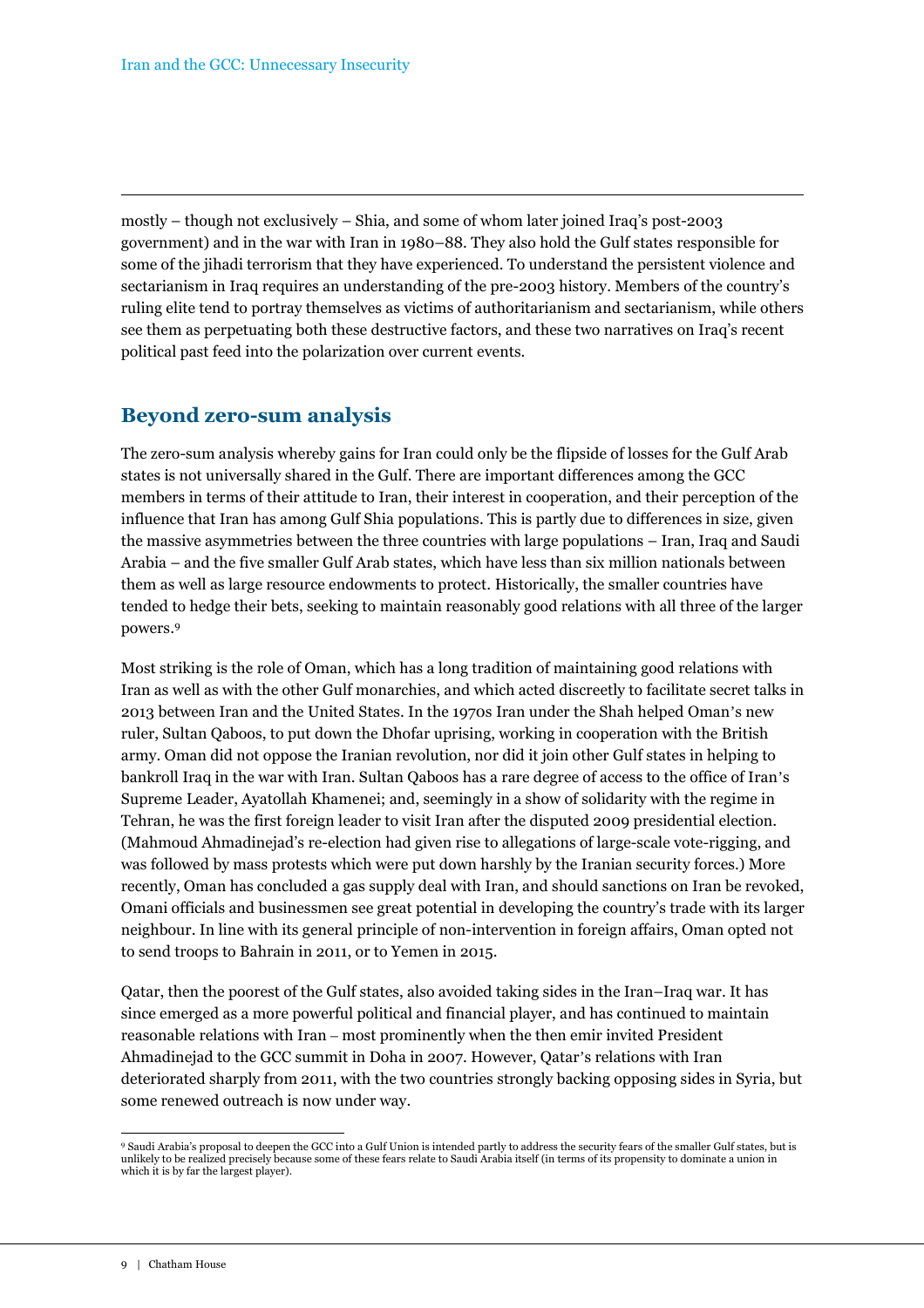mostly – though not exclusively – Shia, and some of whom later joined Iraq's post-2003 government) and in the war with Iran in 1980–88. They also hold the Gulf states responsible for some of the jihadi terrorism that they have experienced. To understand the persistent violence and sectarianism in Iraq requires an understanding of the pre-2003 history. Members of the country's ruling elite tend to portray themselves as victims of authoritarianism and sectarianism, while others see them as perpetuating both these destructive factors, and these two narratives on Iraq's recent political past feed into the polarization over current events.

## Beyond zero-sum analysis

The zero-sum analysis whereby gains for Iran could only be the flipside of losses for the Gulf Arab states is not universally shared in the Gulf. There are important differences among the GCC members in terms of their attitude to Iran, their interest in cooperation, and their perception of the influence that Iran has among Gulf Shia populations. This is partly due to differences in size, given the massive asymmetries between the three countries with large populations – Iran, Iraq and Saudi Arabia – and the five smaller Gulf Arab states, which have less than six million nationals between them as well as large resource endowments to protect. Historically, the smaller countries have tended to hedge their bets, seeking to maintain reasonably good relations with all three of the larger powers.[9]

Most striking is the role of Oman, which has a long tradition of maintaining good relations with Iran as well as with the other Gulf monarchies, and which acted discreetly to facilitate secret talks in 2013 between Iran and the United States. In the 1970s Iran under the Shah helped Oman's new ruler, Sultan Qaboos, to put down the Dhofar uprising, working in cooperation with the British army. Oman did not oppose the Iranian revolution, nor did it join other Gulf states in helping to bankroll Iraq in the war with Iran. Sultan Qaboos has a rare degree of access to the office of Iran's Supreme Leader, Ayatollah Khamenei; and, seemingly in a show of solidarity with the regime in Tehran, he was the first foreign leader to visit Iran after the disputed 2009 presidential election. (Mahmoud Ahmadinejad's re-election had given rise to allegations of large-scale vote-rigging, and was followed by mass protests which were put down harshly by the Iranian security forces.) More recently, Oman has concluded a gas supply deal with Iran, and should sanctions on Iran be revoked, Omani officials and businessmen see great potential in developing the country's trade with its larger neighbour. In line with its general principle of non-intervention in foreign affairs, Oman opted not to send troops to Bahrain in 2011, or to Yemen in 2015.

Qatar, then the poorest of the Gulf states, also avoided taking sides in the Iran–Iraq war. It has since emerged as a more powerful political and financial player, and has continued to maintain reasonable relations with Iran – most prominently when the then emir invited President Ahmadinejad to the GCC summit in Doha in 2007. However, Qatar's relations with Iran deteriorated sharply from 2011, with the two countries strongly backing opposing sides in Syria, but some renewed outreach is now under way.

[9] Saudi Arabia's proposal to deepen the GCC into a Gulf Union is intended partly to address the security fears of the smaller Gulf states, but is unlikely to be realized precisely because some of these fears relate to Saudi Arabia itself (in terms of its propensity to dominate a union in which it is by far the largest player).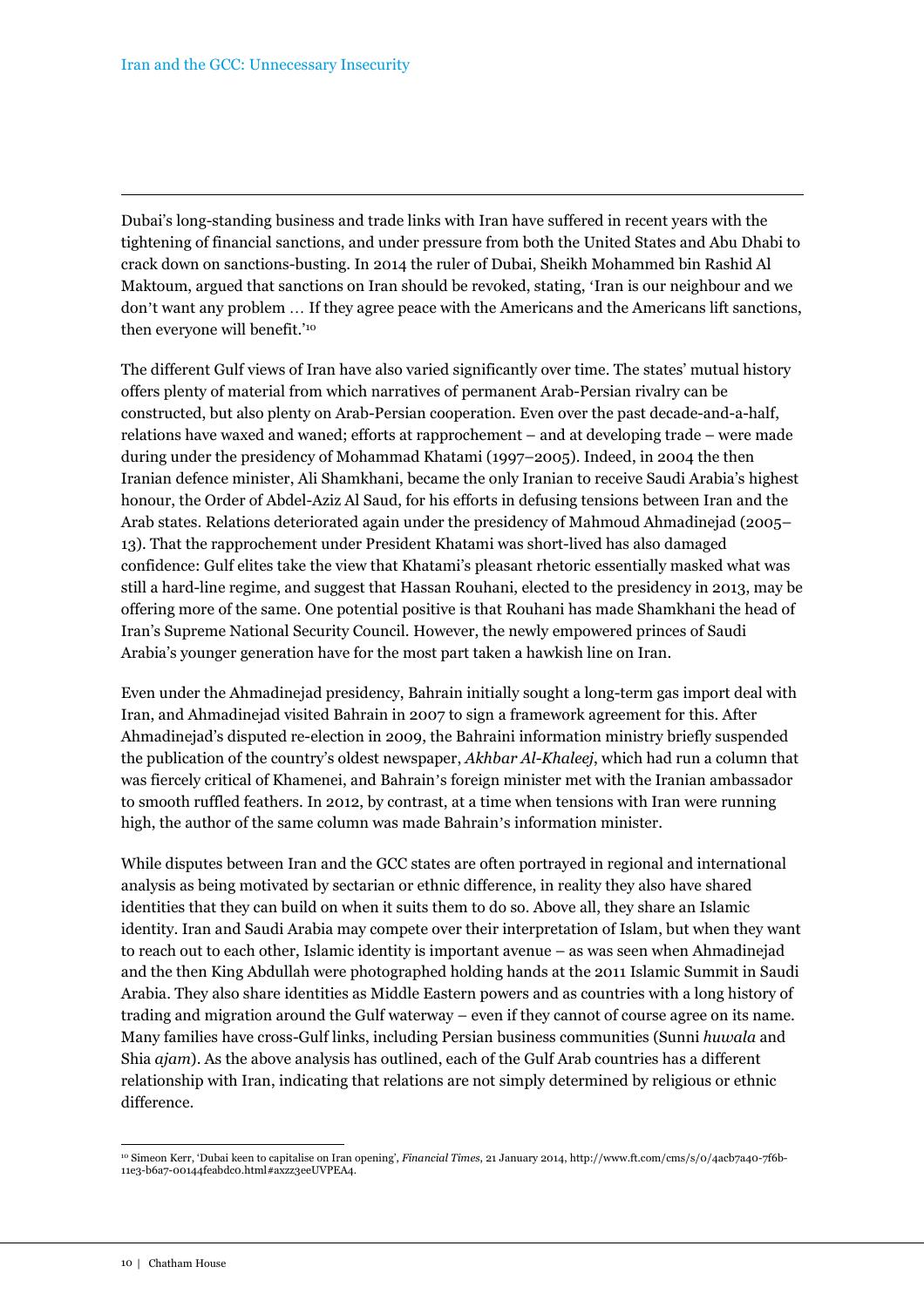Dubai's long-standing business and trade links with Iran have suffered in recent years with the tightening of financial sanctions, and under pressure from both the United States and Abu Dhabi to crack down on sanctions-busting. In 2014 the ruler of Dubai, Sheikh Mohammed bin Rashid Al Maktoum, argued that sanctions on Iran should be revoked, stating, 'Iran is our neighbour and we don't want any problem … If they agree peace with the Americans and the Americans lift sanctions, then everyone will benefit.'[10]

The different Gulf views of Iran have also varied significantly over time. The states' mutual history offers plenty of material from which narratives of permanent Arab-Persian rivalry can be constructed, but also plenty on Arab-Persian cooperation. Even over the past decade-and-a-half, relations have waxed and waned; efforts at rapprochement – and at developing trade – were made during under the presidency of Mohammad Khatami (1997–2005). Indeed, in 2004 the then Iranian defence minister, Ali Shamkhani, became the only Iranian to receive Saudi Arabia's highest honour, the Order of Abdel-Aziz Al Saud, for his efforts in defusing tensions between Iran and the Arab states. Relations deteriorated again under the presidency of Mahmoud Ahmadinejad (2005–13). That the rapprochement under President Khatami was short-lived has also damaged confidence: Gulf elites take the view that Khatami's pleasant rhetoric essentially masked what was still a hard-line regime, and suggest that Hassan Rouhani, elected to the presidency in 2013, may be offering more of the same. One potential positive is that Rouhani has made Shamkhani the head of Iran's Supreme National Security Council. However, the newly empowered princes of Saudi Arabia's younger generation have for the most part taken a hawkish line on Iran.

Even under the Ahmadinejad presidency, Bahrain initially sought a long-term gas import deal with Iran, and Ahmadinejad visited Bahrain in 2007 to sign a framework agreement for this. After Ahmadinejad's disputed re-election in 2009, the Bahraini information ministry briefly suspended the publication of the country's oldest newspaper, *Akhbar Al-Khaleej*, which had run a column that was fiercely critical of Khamenei, and Bahrain's foreign minister met with the Iranian ambassador to smooth ruffled feathers. In 2012, by contrast, at a time when tensions with Iran were running high, the author of the same column was made Bahrain's information minister.

While disputes between Iran and the GCC states are often portrayed in regional and international analysis as being motivated by sectarian or ethnic difference, in reality they also have shared identities that they can build on when it suits them to do so. Above all, they share an Islamic identity. Iran and Saudi Arabia may compete over their interpretation of Islam, but when they want to reach out to each other, Islamic identity is important avenue – as was seen when Ahmadinejad and the then King Abdullah were photographed holding hands at the 2011 Islamic Summit in Saudi Arabia. They also share identities as Middle Eastern powers and as countries with a long history of trading and migration around the Gulf waterway – even if they cannot of course agree on its name. Many families have cross-Gulf links, including Persian business communities (Sunni *huwala* and Shia *ajam*). As the above analysis has outlined, each of the Gulf Arab countries has a different relationship with Iran, indicating that relations are not simply determined by religious or ethnic difference.

---

[10] Simeon Kerr, 'Dubai keen to capitalise on Iran opening', *Financial Times*, 21 January 2014, http://www.ft.com/cms/s/0/4acb7a40-7f6b-11e3-b6a7-00144feabdc0.html#axzz3eeUVPEA4.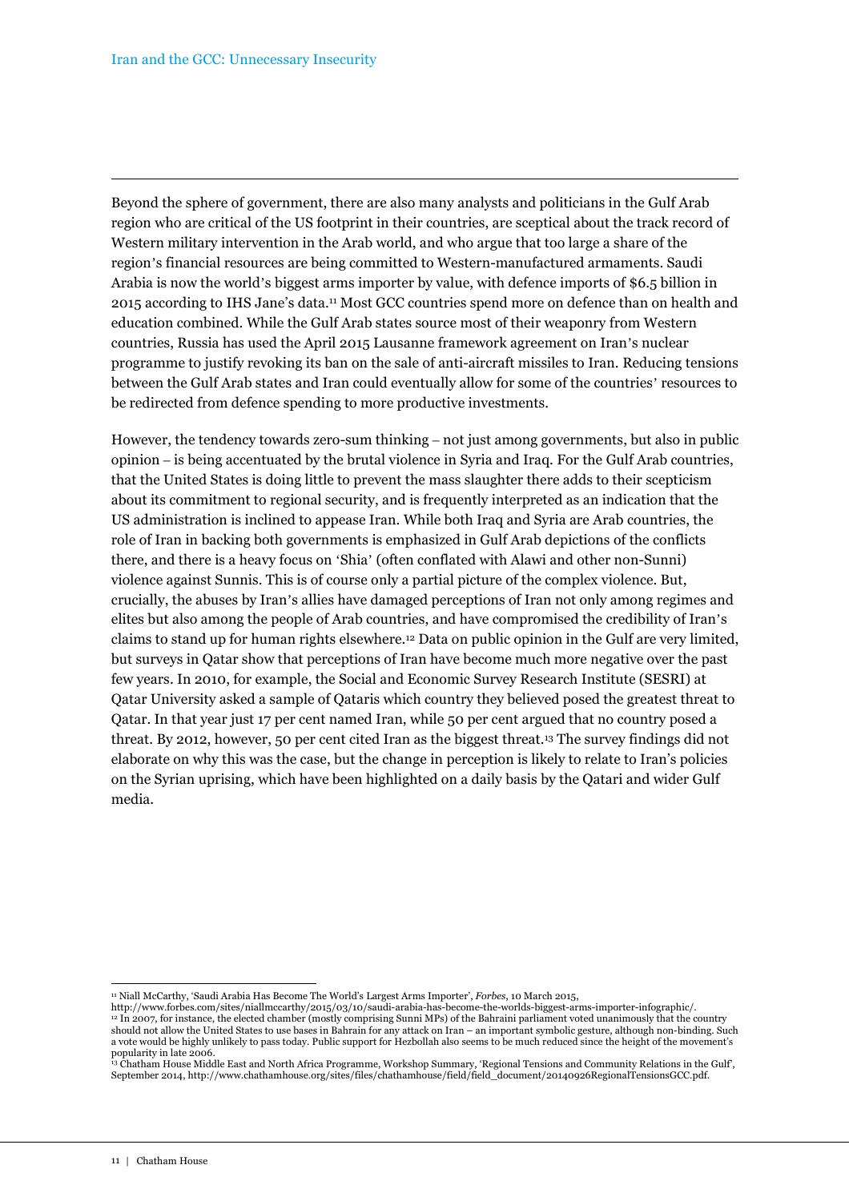Beyond the sphere of government, there are also many analysts and politicians in the Gulf Arab region who are critical of the US footprint in their countries, are sceptical about the track record of Western military intervention in the Arab world, and who argue that too large a share of the region's financial resources are being committed to Western-manufactured armaments. Saudi Arabia is now the world's biggest arms importer by value, with defence imports of $6.5 billion in 2015 according to IHS Jane's data.[11] Most GCC countries spend more on defence than on health and education combined. While the Gulf Arab states source most of their weaponry from Western countries, Russia has used the April 2015 Lausanne framework agreement on Iran's nuclear programme to justify revoking its ban on the sale of anti-aircraft missiles to Iran. Reducing tensions between the Gulf Arab states and Iran could eventually allow for some of the countries' resources to be redirected from defence spending to more productive investments.

However, the tendency towards zero-sum thinking – not just among governments, but also in public opinion – is being accentuated by the brutal violence in Syria and Iraq. For the Gulf Arab countries, that the United States is doing little to prevent the mass slaughter there adds to their scepticism about its commitment to regional security, and is frequently interpreted as an indication that the US administration is inclined to appease Iran. While both Iraq and Syria are Arab countries, the role of Iran in backing both governments is emphasized in Gulf Arab depictions of the conflicts there, and there is a heavy focus on 'Shia' (often conflated with Alawi and other non-Sunni) violence against Sunnis. This is of course only a partial picture of the complex violence. But, crucially, the abuses by Iran's allies have damaged perceptions of Iran not only among regimes and elites but also among the people of Arab countries, and have compromised the credibility of Iran's claims to stand up for human rights elsewhere.[12] Data on public opinion in the Gulf are very limited, but surveys in Qatar show that perceptions of Iran have become much more negative over the past few years. In 2010, for example, the Social and Economic Survey Research Institute (SESRI) at Qatar University asked a sample of Qataris which country they believed posed the greatest threat to Qatar. In that year just 17 per cent named Iran, while 50 per cent argued that no country posed a threat. By 2012, however, 50 per cent cited Iran as the biggest threat.[13] The survey findings did not elaborate on why this was the case, but the change in perception is likely to relate to Iran's policies on the Syrian uprising, which have been highlighted on a daily basis by the Qatari and wider Gulf media.

---

[11] Niall McCarthy, 'Saudi Arabia Has Become The World's Largest Arms Importer', *Forbes*, 10 March 2015, http://www.forbes.com/sites/niallmccarthy/2015/03/10/saudi-arabia-has-become-the-worlds-biggest-arms-importer-infographic/.

[12] In 2007, for instance, the elected chamber (mostly comprising Sunni MPs) of the Bahraini parliament voted unanimously that the country should not allow the United States to use bases in Bahrain for any attack on Iran – an important symbolic gesture, although non-binding. Such a vote would be highly unlikely to pass today. Public support for Hezbollah also seems to be much reduced since the height of the movement's popularity in late 2006.

[13] Chatham House Middle East and North Africa Programme, Workshop Summary, 'Regional Tensions and Community Relations in the Gulf', September 2014, http://www.chathamhouse.org/sites/files/chathamhouse/field/field_document/20140926RegionalTensionsGCC.pdf.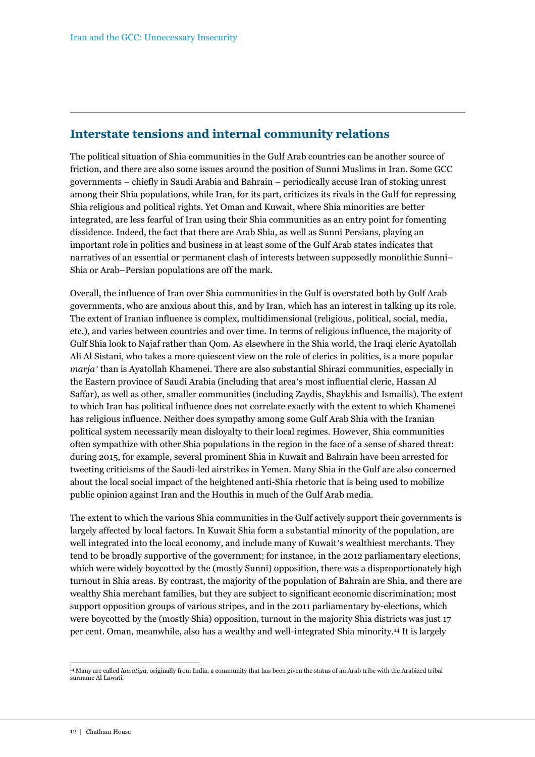## Interstate tensions and internal community relations

The political situation of Shia communities in the Gulf Arab countries can be another source of friction, and there are also some issues around the position of Sunni Muslims in Iran. Some GCC governments – chiefly in Saudi Arabia and Bahrain – periodically accuse Iran of stoking unrest among their Shia populations, while Iran, for its part, criticizes its rivals in the Gulf for repressing Shia religious and political rights. Yet Oman and Kuwait, where Shia minorities are better integrated, are less fearful of Iran using their Shia communities as an entry point for fomenting dissidence. Indeed, the fact that there are Arab Shia, as well as Sunni Persians, playing an important role in politics and business in at least some of the Gulf Arab states indicates that narratives of an essential or permanent clash of interests between supposedly monolithic Sunni–Shia or Arab–Persian populations are off the mark.

Overall, the influence of Iran over Shia communities in the Gulf is overstated both by Gulf Arab governments, who are anxious about this, and by Iran, which has an interest in talking up its role. The extent of Iranian influence is complex, multidimensional (religious, political, social, media, etc.), and varies between countries and over time. In terms of religious influence, the majority of Gulf Shia look to Najaf rather than Qom. As elsewhere in the Shia world, the Iraqi cleric Ayatollah Ali Al Sistani, who takes a more quiescent view on the role of clerics in politics, is a more popular *marja'* than is Ayatollah Khamenei. There are also substantial Shirazi communities, especially in the Eastern province of Saudi Arabia (including that area's most influential cleric, Hassan Al Saffar), as well as other, smaller communities (including Zaydis, Shaykhis and Ismailis). The extent to which Iran has political influence does not correlate exactly with the extent to which Khamenei has religious influence. Neither does sympathy among some Gulf Arab Shia with the Iranian political system necessarily mean disloyalty to their local regimes. However, Shia communities often sympathize with other Shia populations in the region in the face of a sense of shared threat: during 2015, for example, several prominent Shia in Kuwait and Bahrain have been arrested for tweeting criticisms of the Saudi-led airstrikes in Yemen. Many Shia in the Gulf are also concerned about the local social impact of the heightened anti-Shia rhetoric that is being used to mobilize public opinion against Iran and the Houthis in much of the Gulf Arab media.

The extent to which the various Shia communities in the Gulf actively support their governments is largely affected by local factors. In Kuwait Shia form a substantial minority of the population, are well integrated into the local economy, and include many of Kuwait's wealthiest merchants. They tend to be broadly supportive of the government; for instance, in the 2012 parliamentary elections, which were widely boycotted by the (mostly Sunni) opposition, there was a disproportionately high turnout in Shia areas. By contrast, the majority of the population of Bahrain are Shia, and there are wealthy Shia merchant families, but they are subject to significant economic discrimination; most support opposition groups of various stripes, and in the 2011 parliamentary by-elections, which were boycotted by the (mostly Shia) opposition, turnout in the majority Shia districts was just 17 per cent. Oman, meanwhile, also has a wealthy and well-integrated Shia minority.[14] It is largely

[14] Many are called *lawatiya*, originally from India, a community that has been given the status of an Arab tribe with the Arabized tribal surname Al Lawati.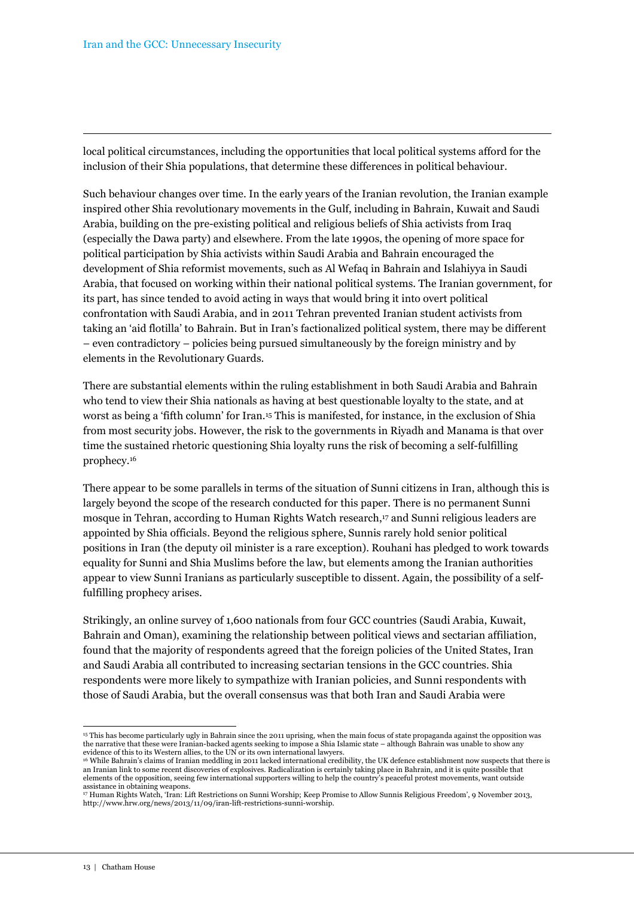local political circumstances, including the opportunities that local political systems afford for the inclusion of their Shia populations, that determine these differences in political behaviour.

Such behaviour changes over time. In the early years of the Iranian revolution, the Iranian example inspired other Shia revolutionary movements in the Gulf, including in Bahrain, Kuwait and Saudi Arabia, building on the pre-existing political and religious beliefs of Shia activists from Iraq (especially the Dawa party) and elsewhere. From the late 1990s, the opening of more space for political participation by Shia activists within Saudi Arabia and Bahrain encouraged the development of Shia reformist movements, such as Al Wefaq in Bahrain and Islahiyya in Saudi Arabia, that focused on working within their national political systems. The Iranian government, for its part, has since tended to avoid acting in ways that would bring it into overt political confrontation with Saudi Arabia, and in 2011 Tehran prevented Iranian student activists from taking an 'aid flotilla' to Bahrain. But in Iran's factionalized political system, there may be different – even contradictory – policies being pursued simultaneously by the foreign ministry and by elements in the Revolutionary Guards.

There are substantial elements within the ruling establishment in both Saudi Arabia and Bahrain who tend to view their Shia nationals as having at best questionable loyalty to the state, and at worst as being a 'fifth column' for Iran.[15] This is manifested, for instance, in the exclusion of Shia from most security jobs. However, the risk to the governments in Riyadh and Manama is that over time the sustained rhetoric questioning Shia loyalty runs the risk of becoming a self-fulfilling prophecy.[16]

There appear to be some parallels in terms of the situation of Sunni citizens in Iran, although this is largely beyond the scope of the research conducted for this paper. There is no permanent Sunni mosque in Tehran, according to Human Rights Watch research,[17] and Sunni religious leaders are appointed by Shia officials. Beyond the religious sphere, Sunnis rarely hold senior political positions in Iran (the deputy oil minister is a rare exception). Rouhani has pledged to work towards equality for Sunni and Shia Muslims before the law, but elements among the Iranian authorities appear to view Sunni Iranians as particularly susceptible to dissent. Again, the possibility of a self-fulfilling prophecy arises.

Strikingly, an online survey of 1,600 nationals from four GCC countries (Saudi Arabia, Kuwait, Bahrain and Oman), examining the relationship between political views and sectarian affiliation, found that the majority of respondents agreed that the foreign policies of the United States, Iran and Saudi Arabia all contributed to increasing sectarian tensions in the GCC countries. Shia respondents were more likely to sympathize with Iranian policies, and Sunni respondents with those of Saudi Arabia, but the overall consensus was that both Iran and Saudi Arabia were

---

[15] This has become particularly ugly in Bahrain since the 2011 uprising, when the main focus of state propaganda against the opposition was the narrative that these were Iranian-backed agents seeking to impose a Shia Islamic state – although Bahrain was unable to show any evidence of this to its Western allies, to the UN or its own international lawyers.

[16] While Bahrain's claims of Iranian meddling in 2011 lacked international credibility, the UK defence establishment now suspects that there is an Iranian link to some recent discoveries of explosives. Radicalization is certainly taking place in Bahrain, and it is quite possible that elements of the opposition, seeing few international supporters willing to help the country's peaceful protest movements, want outside assistance in obtaining weapons.

[17] Human Rights Watch, 'Iran: Lift Restrictions on Sunni Worship; Keep Promise to Allow Sunnis Religious Freedom', 9 November 2013, http://www.hrw.org/news/2013/11/09/iran-lift-restrictions-sunni-worship.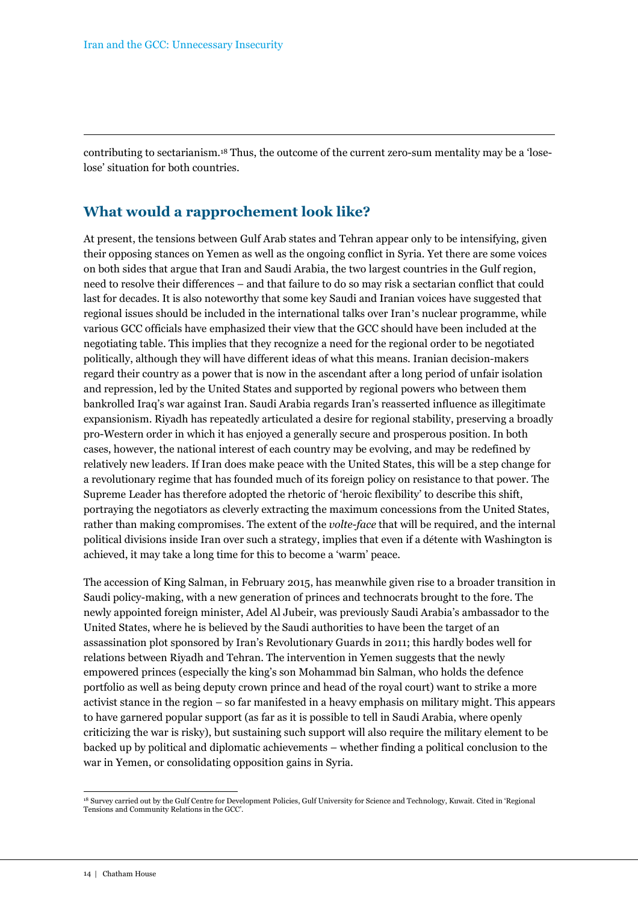contributing to sectarianism.[18] Thus, the outcome of the current zero-sum mentality may be a 'lose-lose' situation for both countries.

## What would a rapprochement look like?

At present, the tensions between Gulf Arab states and Tehran appear only to be intensifying, given their opposing stances on Yemen as well as the ongoing conflict in Syria. Yet there are some voices on both sides that argue that Iran and Saudi Arabia, the two largest countries in the Gulf region, need to resolve their differences – and that failure to do so may risk a sectarian conflict that could last for decades. It is also noteworthy that some key Saudi and Iranian voices have suggested that regional issues should be included in the international talks over Iran's nuclear programme, while various GCC officials have emphasized their view that the GCC should have been included at the negotiating table. This implies that they recognize a need for the regional order to be negotiated politically, although they will have different ideas of what this means. Iranian decision-makers regard their country as a power that is now in the ascendant after a long period of unfair isolation and repression, led by the United States and supported by regional powers who between them bankrolled Iraq's war against Iran. Saudi Arabia regards Iran's reasserted influence as illegitimate expansionism. Riyadh has repeatedly articulated a desire for regional stability, preserving a broadly pro-Western order in which it has enjoyed a generally secure and prosperous position. In both cases, however, the national interest of each country may be evolving, and may be redefined by relatively new leaders. If Iran does make peace with the United States, this will be a step change for a revolutionary regime that has founded much of its foreign policy on resistance to that power. The Supreme Leader has therefore adopted the rhetoric of 'heroic flexibility' to describe this shift, portraying the negotiators as cleverly extracting the maximum concessions from the United States, rather than making compromises. The extent of the *volte-face* that will be required, and the internal political divisions inside Iran over such a strategy, implies that even if a détente with Washington is achieved, it may take a long time for this to become a 'warm' peace.

The accession of King Salman, in February 2015, has meanwhile given rise to a broader transition in Saudi policy-making, with a new generation of princes and technocrats brought to the fore. The newly appointed foreign minister, Adel Al Jubeir, was previously Saudi Arabia's ambassador to the United States, where he is believed by the Saudi authorities to have been the target of an assassination plot sponsored by Iran's Revolutionary Guards in 2011; this hardly bodes well for relations between Riyadh and Tehran. The intervention in Yemen suggests that the newly empowered princes (especially the king's son Mohammad bin Salman, who holds the defence portfolio as well as being deputy crown prince and head of the royal court) want to strike a more activist stance in the region – so far manifested in a heavy emphasis on military might. This appears to have garnered popular support (as far as it is possible to tell in Saudi Arabia, where openly criticizing the war is risky), but sustaining such support will also require the military element to be backed up by political and diplomatic achievements – whether finding a political conclusion to the war in Yemen, or consolidating opposition gains in Syria.

[18] Survey carried out by the Gulf Centre for Development Policies, Gulf University for Science and Technology, Kuwait. Cited in 'Regional Tensions and Community Relations in the GCC'.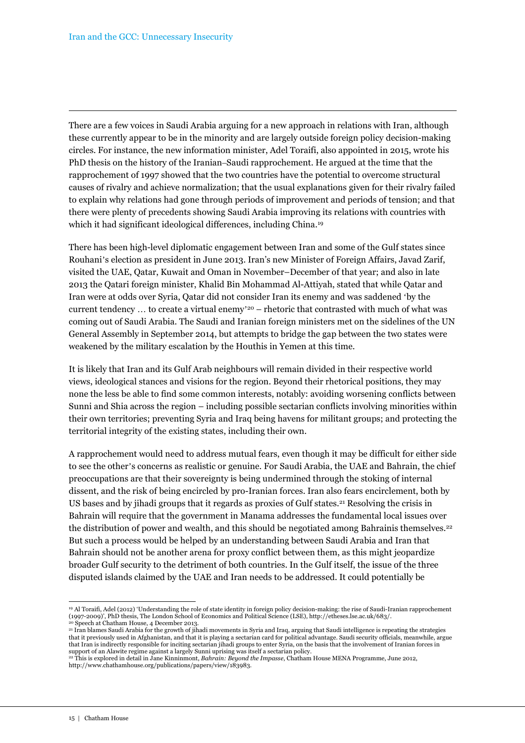There are a few voices in Saudi Arabia arguing for a new approach in relations with Iran, although these currently appear to be in the minority and are largely outside foreign policy decision-making circles. For instance, the new information minister, Adel Toraifi, also appointed in 2015, wrote his PhD thesis on the history of the Iranian–Saudi rapprochement. He argued at the time that the rapprochement of 1997 showed that the two countries have the potential to overcome structural causes of rivalry and achieve normalization; that the usual explanations given for their rivalry failed to explain why relations had gone through periods of improvement and periods of tension; and that there were plenty of precedents showing Saudi Arabia improving its relations with countries with which it had significant ideological differences, including China.[19]

There has been high-level diplomatic engagement between Iran and some of the Gulf states since Rouhani's election as president in June 2013. Iran's new Minister of Foreign Affairs, Javad Zarif, visited the UAE, Qatar, Kuwait and Oman in November–December of that year; and also in late 2013 the Qatari foreign minister, Khalid Bin Mohammad Al-Attiyah, stated that while Qatar and Iran were at odds over Syria, Qatar did not consider Iran its enemy and was saddened 'by the current tendency … to create a virtual enemy'[20] – rhetoric that contrasted with much of what was coming out of Saudi Arabia. The Saudi and Iranian foreign ministers met on the sidelines of the UN General Assembly in September 2014, but attempts to bridge the gap between the two states were weakened by the military escalation by the Houthis in Yemen at this time.

It is likely that Iran and its Gulf Arab neighbours will remain divided in their respective world views, ideological stances and visions for the region. Beyond their rhetorical positions, they may none the less be able to find some common interests, notably: avoiding worsening conflicts between Sunni and Shia across the region – including possible sectarian conflicts involving minorities within their own territories; preventing Syria and Iraq being havens for militant groups; and protecting the territorial integrity of the existing states, including their own.

A rapprochement would need to address mutual fears, even though it may be difficult for either side to see the other's concerns as realistic or genuine. For Saudi Arabia, the UAE and Bahrain, the chief preoccupations are that their sovereignty is being undermined through the stoking of internal dissent, and the risk of being encircled by pro-Iranian forces. Iran also fears encirclement, both by US bases and by jihadi groups that it regards as proxies of Gulf states.[21] Resolving the crisis in Bahrain will require that the government in Manama addresses the fundamental local issues over the distribution of power and wealth, and this should be negotiated among Bahrainis themselves.[22] But such a process would be helped by an understanding between Saudi Arabia and Iran that Bahrain should not be another arena for proxy conflict between them, as this might jeopardize broader Gulf security to the detriment of both countries. In the Gulf itself, the issue of the three disputed islands claimed by the UAE and Iran needs to be addressed. It could potentially be

---

[19] Al Toraifi, Adel (2012) 'Understanding the role of state identity in foreign policy decision-making: the rise of Saudi-Iranian rapprochement (1997-2009)', PhD thesis, The London School of Economics and Political Science (LSE), http://etheses.lse.ac.uk/683/.

[20] Speech at Chatham House, 4 December 2013.

[21] Iran blames Saudi Arabia for the growth of jihadi movements in Syria and Iraq, arguing that Saudi intelligence is repeating the strategies that it previously used in Afghanistan, and that it is playing a sectarian card for political advantage. Saudi security officials, meanwhile, argue that Iran is indirectly responsible for inciting sectarian jihadi groups to enter Syria, on the basis that the involvement of Iranian forces in support of an Alawite regime against a largely Sunni uprising was itself a sectarian policy.

[22] This is explored in detail in Jane Kinninmont, *Bahrain: Beyond the Impasse*, Chatham House MENA Programme, June 2012, http://www.chathamhouse.org/publications/papers/view/183983.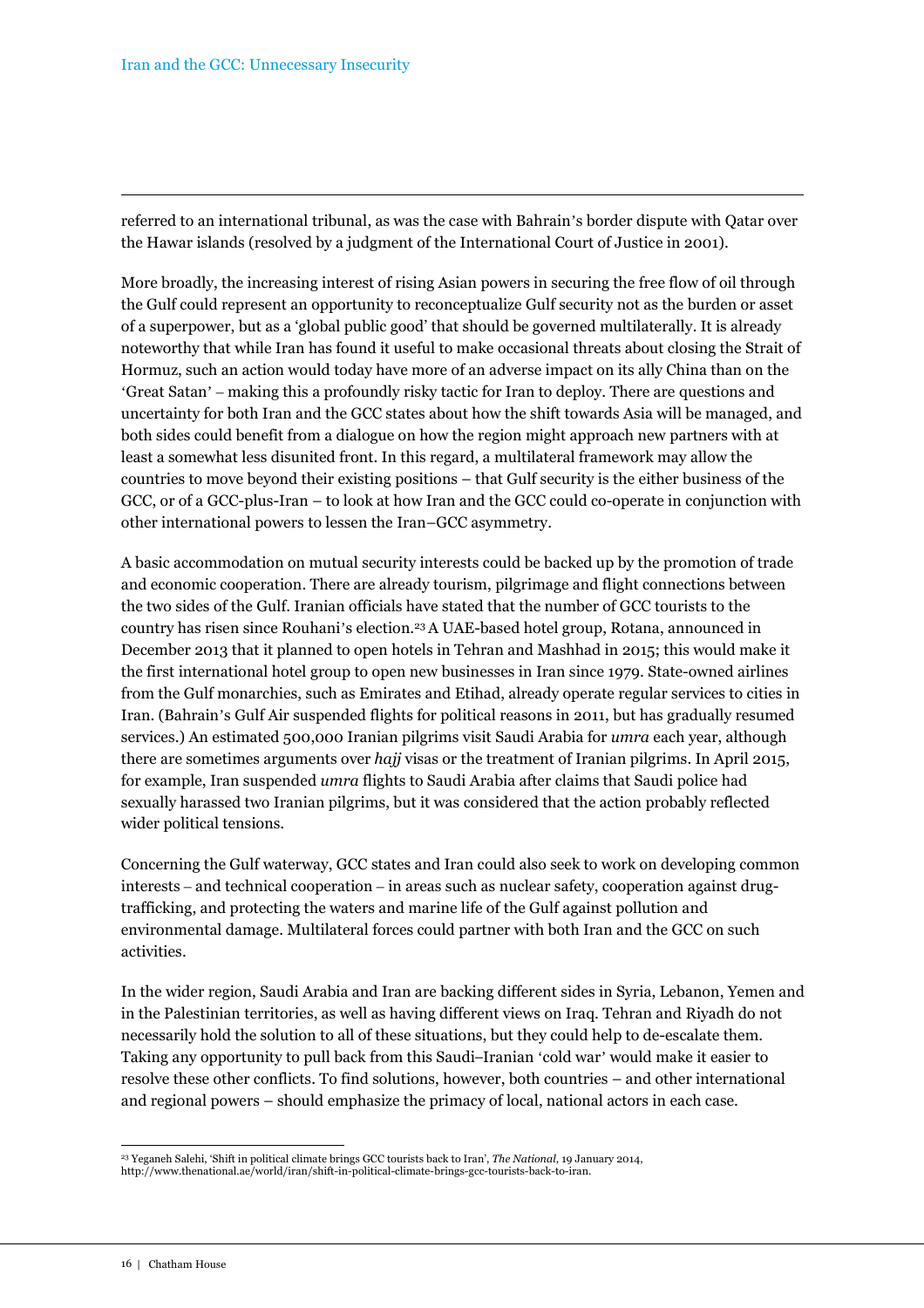referred to an international tribunal, as was the case with Bahrain's border dispute with Qatar over the Hawar islands (resolved by a judgment of the International Court of Justice in 2001).

More broadly, the increasing interest of rising Asian powers in securing the free flow of oil through the Gulf could represent an opportunity to reconceptualize Gulf security not as the burden or asset of a superpower, but as a 'global public good' that should be governed multilaterally. It is already noteworthy that while Iran has found it useful to make occasional threats about closing the Strait of Hormuz, such an action would today have more of an adverse impact on its ally China than on the 'Great Satan' – making this a profoundly risky tactic for Iran to deploy. There are questions and uncertainty for both Iran and the GCC states about how the shift towards Asia will be managed, and both sides could benefit from a dialogue on how the region might approach new partners with at least a somewhat less disunited front. In this regard, a multilateral framework may allow the countries to move beyond their existing positions – that Gulf security is the either business of the GCC, or of a GCC-plus-Iran – to look at how Iran and the GCC could co-operate in conjunction with other international powers to lessen the Iran–GCC asymmetry.

A basic accommodation on mutual security interests could be backed up by the promotion of trade and economic cooperation. There are already tourism, pilgrimage and flight connections between the two sides of the Gulf. Iranian officials have stated that the number of GCC tourists to the country has risen since Rouhani's election.[23] A UAE-based hotel group, Rotana, announced in December 2013 that it planned to open hotels in Tehran and Mashhad in 2015; this would make it the first international hotel group to open new businesses in Iran since 1979. State-owned airlines from the Gulf monarchies, such as Emirates and Etihad, already operate regular services to cities in Iran. (Bahrain's Gulf Air suspended flights for political reasons in 2011, but has gradually resumed services.) An estimated 500,000 Iranian pilgrims visit Saudi Arabia for *umra* each year, although there are sometimes arguments over *hajj* visas or the treatment of Iranian pilgrims. In April 2015, for example, Iran suspended *umra* flights to Saudi Arabia after claims that Saudi police had sexually harassed two Iranian pilgrims, but it was considered that the action probably reflected wider political tensions.

Concerning the Gulf waterway, GCC states and Iran could also seek to work on developing common interests – and technical cooperation – in areas such as nuclear safety, cooperation against drug-trafficking, and protecting the waters and marine life of the Gulf against pollution and environmental damage. Multilateral forces could partner with both Iran and the GCC on such activities.

In the wider region, Saudi Arabia and Iran are backing different sides in Syria, Lebanon, Yemen and in the Palestinian territories, as well as having different views on Iraq. Tehran and Riyadh do not necessarily hold the solution to all of these situations, but they could help to de-escalate them. Taking any opportunity to pull back from this Saudi–Iranian 'cold war' would make it easier to resolve these other conflicts. To find solutions, however, both countries – and other international and regional powers – should emphasize the primacy of local, national actors in each case.

---

[23] Yeganeh Salehi, 'Shift in political climate brings GCC tourists back to Iran', *The National*, 19 January 2014, http://www.thenational.ae/world/iran/shift-in-political-climate-brings-gcc-tourists-back-to-iran.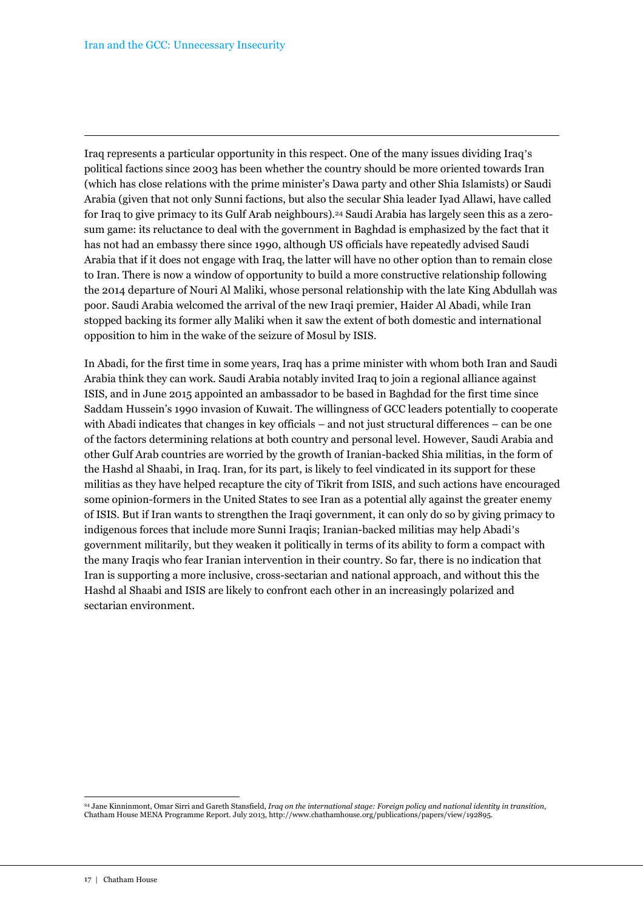Iraq represents a particular opportunity in this respect. One of the many issues dividing Iraq's political factions since 2003 has been whether the country should be more oriented towards Iran (which has close relations with the prime minister's Dawa party and other Shia Islamists) or Saudi Arabia (given that not only Sunni factions, but also the secular Shia leader Iyad Allawi, have called for Iraq to give primacy to its Gulf Arab neighbours).[24] Saudi Arabia has largely seen this as a zero-sum game: its reluctance to deal with the government in Baghdad is emphasized by the fact that it has not had an embassy there since 1990, although US officials have repeatedly advised Saudi Arabia that if it does not engage with Iraq, the latter will have no other option than to remain close to Iran. There is now a window of opportunity to build a more constructive relationship following the 2014 departure of Nouri Al Maliki, whose personal relationship with the late King Abdullah was poor. Saudi Arabia welcomed the arrival of the new Iraqi premier, Haider Al Abadi, while Iran stopped backing its former ally Maliki when it saw the extent of both domestic and international opposition to him in the wake of the seizure of Mosul by ISIS.

In Abadi, for the first time in some years, Iraq has a prime minister with whom both Iran and Saudi Arabia think they can work. Saudi Arabia notably invited Iraq to join a regional alliance against ISIS, and in June 2015 appointed an ambassador to be based in Baghdad for the first time since Saddam Hussein's 1990 invasion of Kuwait. The willingness of GCC leaders potentially to cooperate with Abadi indicates that changes in key officials – and not just structural differences – can be one of the factors determining relations at both country and personal level. However, Saudi Arabia and other Gulf Arab countries are worried by the growth of Iranian-backed Shia militias, in the form of the Hashd al Shaabi, in Iraq. Iran, for its part, is likely to feel vindicated in its support for these militias as they have helped recapture the city of Tikrit from ISIS, and such actions have encouraged some opinion-formers in the United States to see Iran as a potential ally against the greater enemy of ISIS. But if Iran wants to strengthen the Iraqi government, it can only do so by giving primacy to indigenous forces that include more Sunni Iraqis; Iranian-backed militias may help Abadi's government militarily, but they weaken it politically in terms of its ability to form a compact with the many Iraqis who fear Iranian intervention in their country. So far, there is no indication that Iran is supporting a more inclusive, cross-sectarian and national approach, and without this the Hashd al Shaabi and ISIS are likely to confront each other in an increasingly polarized and sectarian environment.

---

[24] Jane Kinninmont, Omar Sirri and Gareth Stansfield, *Iraq on the international stage: Foreign policy and national identity in transition*, Chatham House MENA Programme Report. July 2013, http://www.chathamhouse.org/publications/papers/view/192895.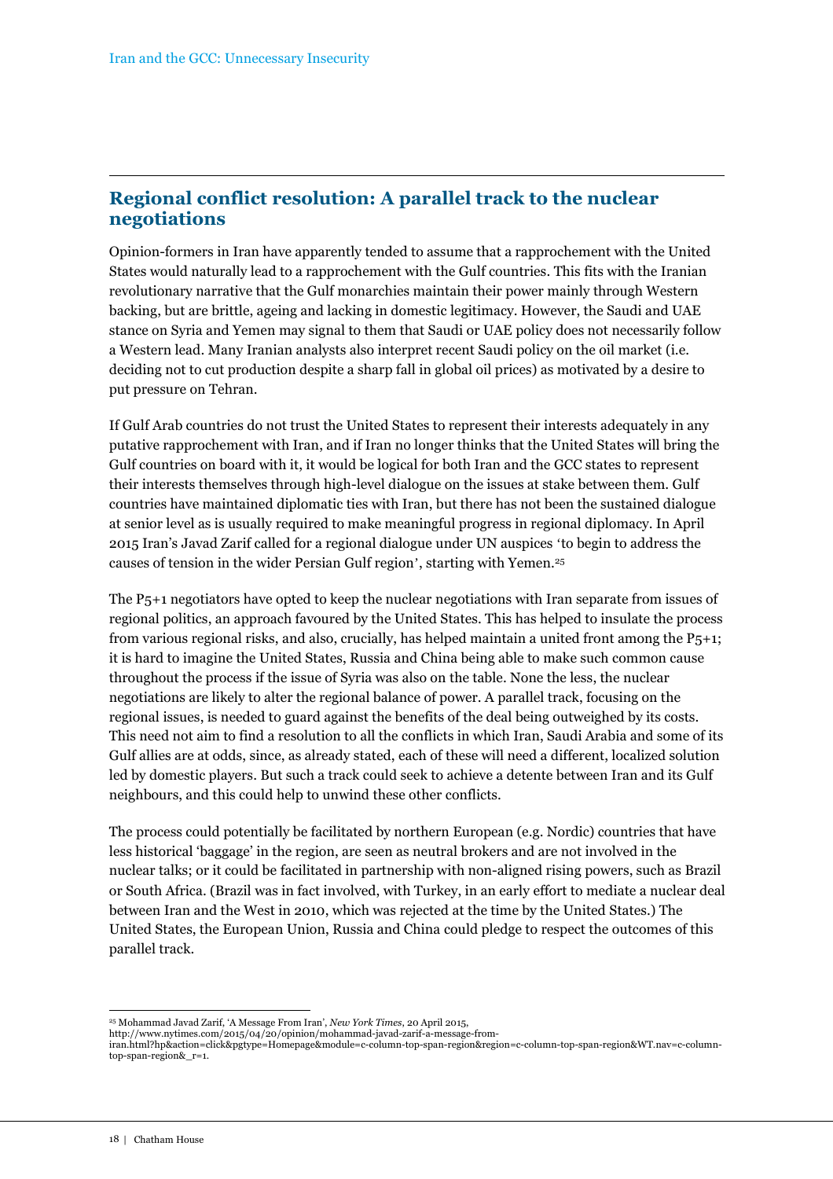## Regional conflict resolution: A parallel track to the nuclear negotiations

Opinion-formers in Iran have apparently tended to assume that a rapprochement with the United States would naturally lead to a rapprochement with the Gulf countries. This fits with the Iranian revolutionary narrative that the Gulf monarchies maintain their power mainly through Western backing, but are brittle, ageing and lacking in domestic legitimacy. However, the Saudi and UAE stance on Syria and Yemen may signal to them that Saudi or UAE policy does not necessarily follow a Western lead. Many Iranian analysts also interpret recent Saudi policy on the oil market (i.e. deciding not to cut production despite a sharp fall in global oil prices) as motivated by a desire to put pressure on Tehran.

If Gulf Arab countries do not trust the United States to represent their interests adequately in any putative rapprochement with Iran, and if Iran no longer thinks that the United States will bring the Gulf countries on board with it, it would be logical for both Iran and the GCC states to represent their interests themselves through high-level dialogue on the issues at stake between them. Gulf countries have maintained diplomatic ties with Iran, but there has not been the sustained dialogue at senior level as is usually required to make meaningful progress in regional diplomacy. In April 2015 Iran's Javad Zarif called for a regional dialogue under UN auspices 'to begin to address the causes of tension in the wider Persian Gulf region', starting with Yemen.[25]

The P5+1 negotiators have opted to keep the nuclear negotiations with Iran separate from issues of regional politics, an approach favoured by the United States. This has helped to insulate the process from various regional risks, and also, crucially, has helped maintain a united front among the P5+1; it is hard to imagine the United States, Russia and China being able to make such common cause throughout the process if the issue of Syria was also on the table. None the less, the nuclear negotiations are likely to alter the regional balance of power. A parallel track, focusing on the regional issues, is needed to guard against the benefits of the deal being outweighed by its costs. This need not aim to find a resolution to all the conflicts in which Iran, Saudi Arabia and some of its Gulf allies are at odds, since, as already stated, each of these will need a different, localized solution led by domestic players. But such a track could seek to achieve a detente between Iran and its Gulf neighbours, and this could help to unwind these other conflicts.

The process could potentially be facilitated by northern European (e.g. Nordic) countries that have less historical 'baggage' in the region, are seen as neutral brokers and are not involved in the nuclear talks; or it could be facilitated in partnership with non-aligned rising powers, such as Brazil or South Africa. (Brazil was in fact involved, with Turkey, in an early effort to mediate a nuclear deal between Iran and the West in 2010, which was rejected at the time by the United States.) The United States, the European Union, Russia and China could pledge to respect the outcomes of this parallel track.

---

[25] Mohammad Javad Zarif, 'A Message From Iran', *New York Times*, 20 April 2015, http://www.nytimes.com/2015/04/20/opinion/mohammad-javad-zarif-a-message-from-iran.html?hp&action=click&pgtype=Homepage&module=c-column-top-span-region&region=c-column-top-span-region&WT.nav=c-column-top-span-region&_r=1.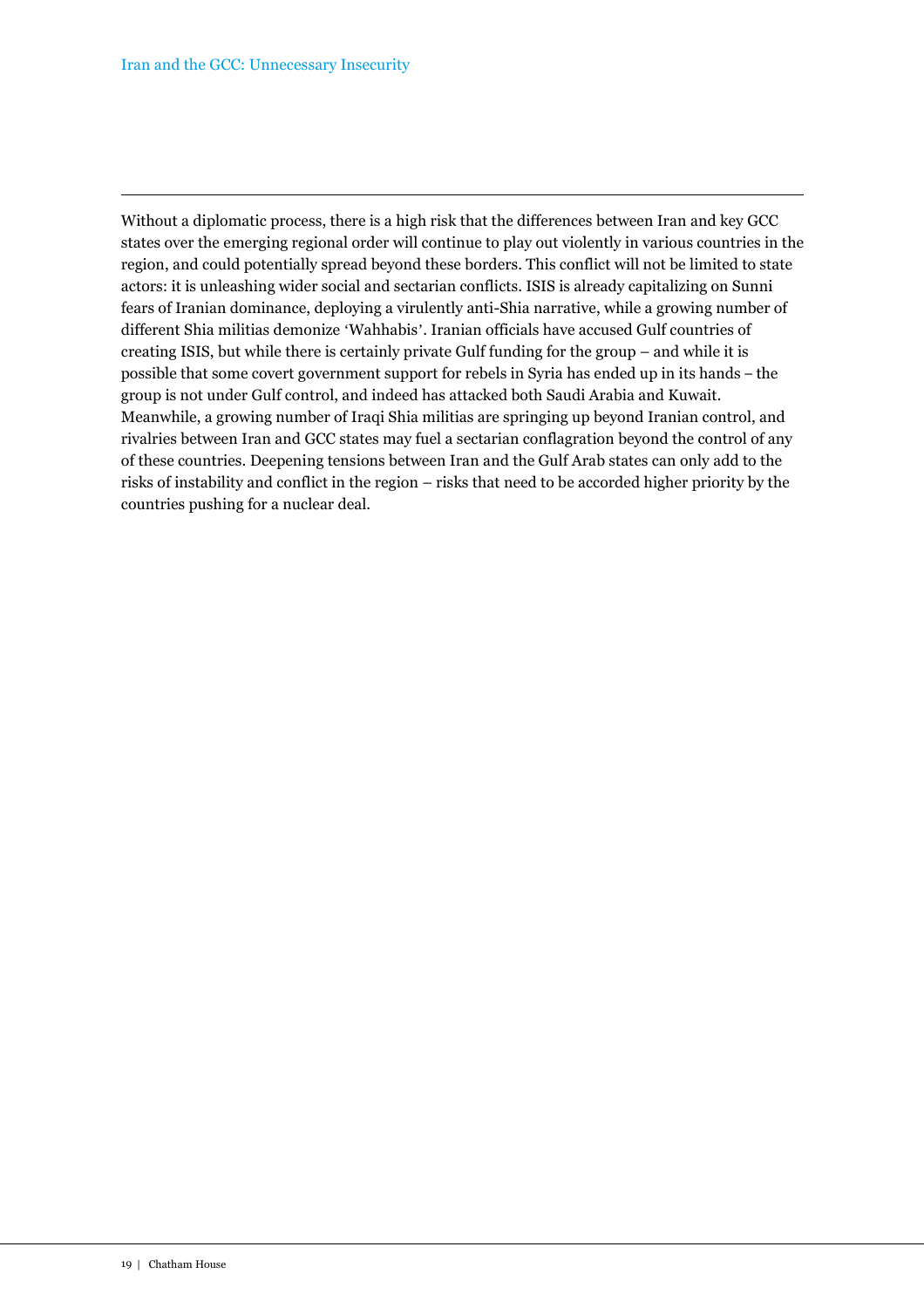Without a diplomatic process, there is a high risk that the differences between Iran and key GCC states over the emerging regional order will continue to play out violently in various countries in the region, and could potentially spread beyond these borders. This conflict will not be limited to state actors: it is unleashing wider social and sectarian conflicts. ISIS is already capitalizing on Sunni fears of Iranian dominance, deploying a virulently anti-Shia narrative, while a growing number of different Shia militias demonize 'Wahhabis'. Iranian officials have accused Gulf countries of creating ISIS, but while there is certainly private Gulf funding for the group – and while it is possible that some covert government support for rebels in Syria has ended up in its hands – the group is not under Gulf control, and indeed has attacked both Saudi Arabia and Kuwait. Meanwhile, a growing number of Iraqi Shia militias are springing up beyond Iranian control, and rivalries between Iran and GCC states may fuel a sectarian conflagration beyond the control of any of these countries. Deepening tensions between Iran and the Gulf Arab states can only add to the risks of instability and conflict in the region – risks that need to be accorded higher priority by the countries pushing for a nuclear deal.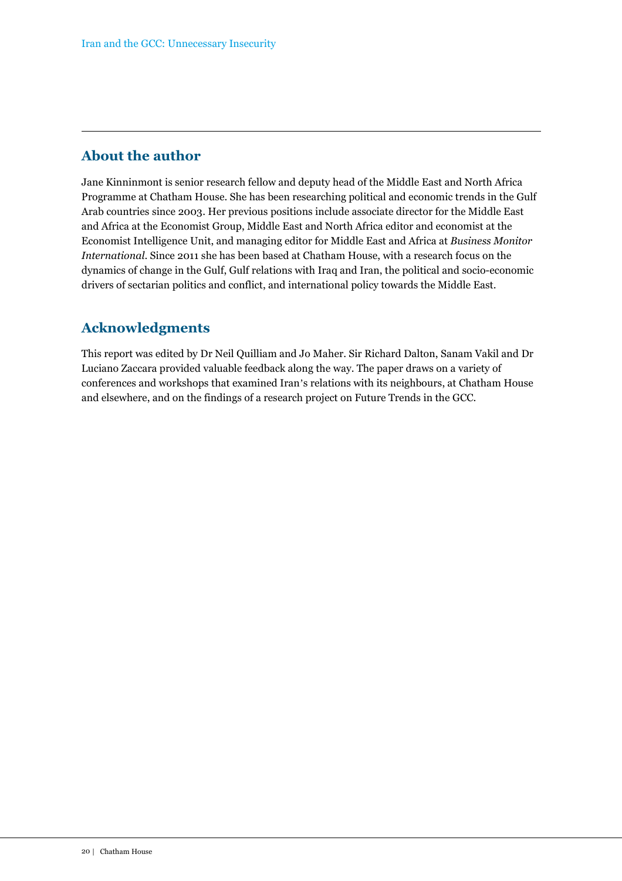## About the author

Jane Kinninmont is senior research fellow and deputy head of the Middle East and North Africa Programme at Chatham House. She has been researching political and economic trends in the Gulf Arab countries since 2003. Her previous positions include associate director for the Middle East and Africa at the Economist Group, Middle East and North Africa editor and economist at the Economist Intelligence Unit, and managing editor for Middle East and Africa at *Business Monitor International*. Since 2011 she has been based at Chatham House, with a research focus on the dynamics of change in the Gulf, Gulf relations with Iraq and Iran, the political and socio-economic drivers of sectarian politics and conflict, and international policy towards the Middle East.

## Acknowledgments

This report was edited by Dr Neil Quilliam and Jo Maher. Sir Richard Dalton, Sanam Vakil and Dr Luciano Zaccara provided valuable feedback along the way. The paper draws on a variety of conferences and workshops that examined Iran's relations with its neighbours, at Chatham House and elsewhere, and on the findings of a research project on Future Trends in the GCC.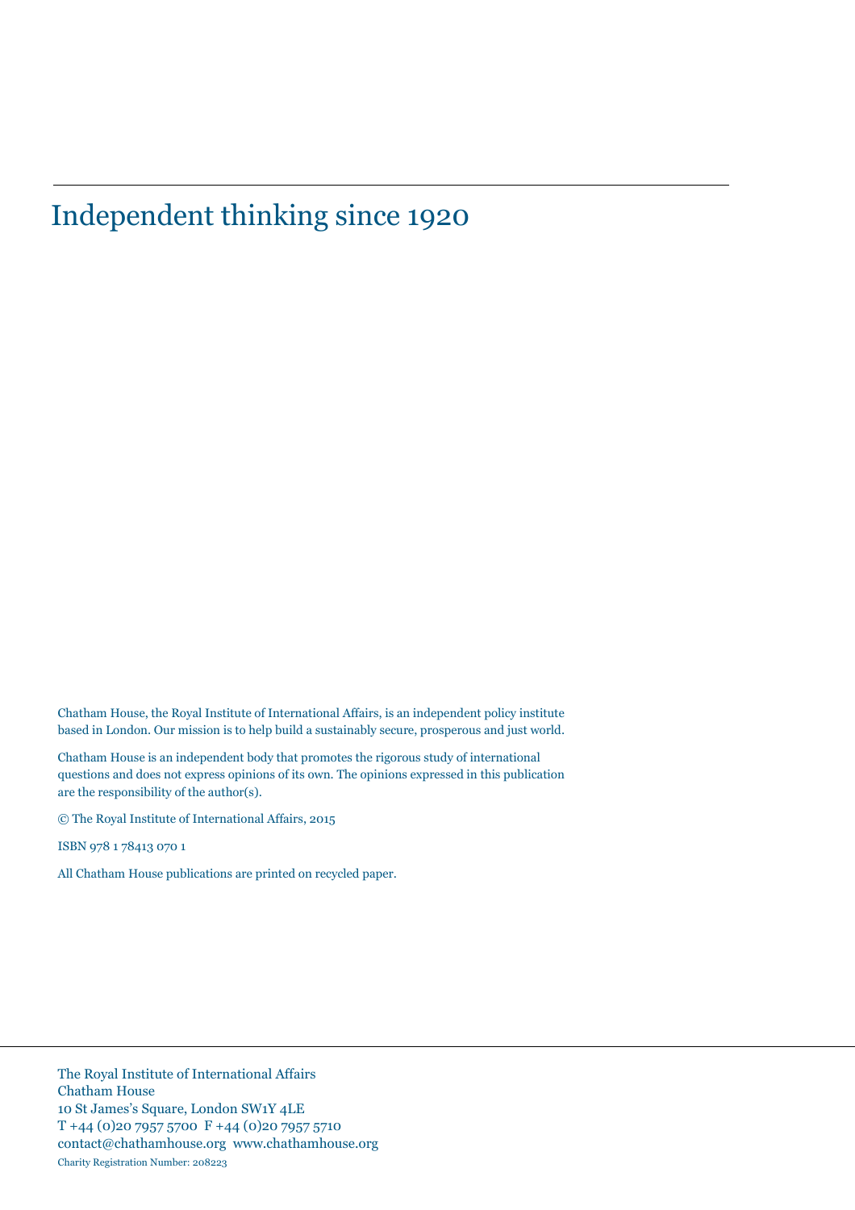# Independent thinking since 1920

Chatham House, the Royal Institute of International Affairs, is an independent policy institute based in London. Our mission is to help build a sustainably secure, prosperous and just world.

Chatham House is an independent body that promotes the rigorous study of international questions and does not express opinions of its own. The opinions expressed in this publication are the responsibility of the author(s).

© The Royal Institute of International Affairs, 2015

ISBN 978 1 78413 070 1

All Chatham House publications are printed on recycled paper.

The Royal Institute of International Affairs
Chatham House
10 St James's Square, London SW1Y 4LE
T +44 (0)20 7957 5700 F +44 (0)20 7957 5710
contact@chathamhouse.org www.chathamhouse.org
Charity Registration Number: 208223